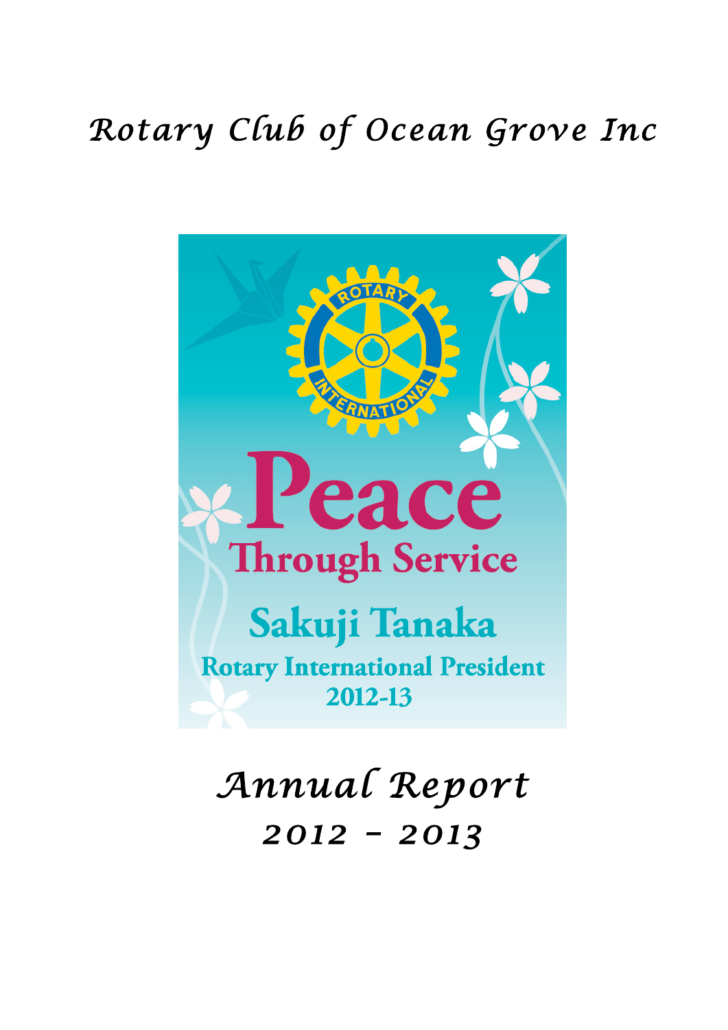# Rotary Club of Ocean Grove Inc

Peace Through Service

Sakuji Tanaka

Rotary International President 2012-13

# Annual Report

## 2012 – 2013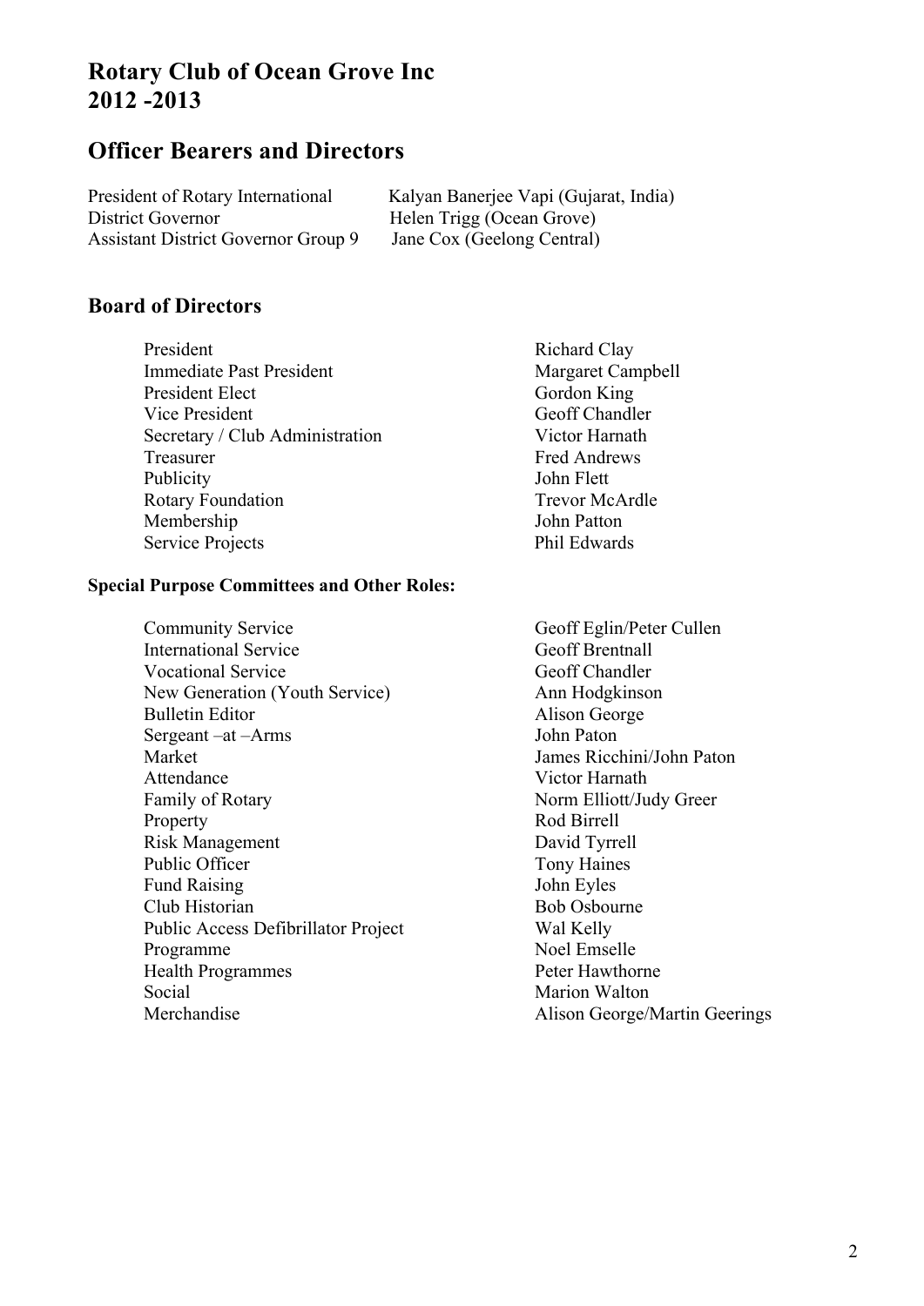# Rotary Club of Ocean Grove Inc
# 2012 -2013

## Officer Bearers and Directors

| | |
|---|---|
| President of Rotary International | Kalyan Banerjee Vapi (Gujarat, India) |
| District Governor | Helen Trigg (Ocean Grove) |
| Assistant District Governor Group 9 | Jane Cox (Geelong Central) |

### Board of Directors

| | |
|---|---|
| President | Richard Clay |
| Immediate Past President | Margaret Campbell |
| President Elect | Gordon King |
| Vice President | Geoff Chandler |
| Secretary / Club Administration | Victor Harnath |
| Treasurer | Fred Andrews |
| Publicity | John Flett |
| Rotary Foundation | Trevor McArdle |
| Membership | John Patton |
| Service Projects | Phil Edwards |

**Special Purpose Committees and Other Roles:**

| | |
|---|---|
| Community Service | Geoff Eglin/Peter Cullen |
| International Service | Geoff Brentnall |
| Vocational Service | Geoff Chandler |
| New Generation (Youth Service) | Ann Hodgkinson |
| Bulletin Editor | Alison George |
| Sergeant –at –Arms | John Paton |
| Market | James Ricchini/John Paton |
| Attendance | Victor Harnath |
| Family of Rotary | Norm Elliott/Judy Greer |
| Property | Rod Birrell |
| Risk Management | David Tyrrell |
| Public Officer | Tony Haines |
| Fund Raising | John Eyles |
| Club Historian | Bob Osbourne |
| Public Access Defibrillator Project | Wal Kelly |
| Programme | Noel Emselle |
| Health Programmes | Peter Hawthorne |
| Social | Marion Walton |
| Merchandise | Alison George/Martin Geerings |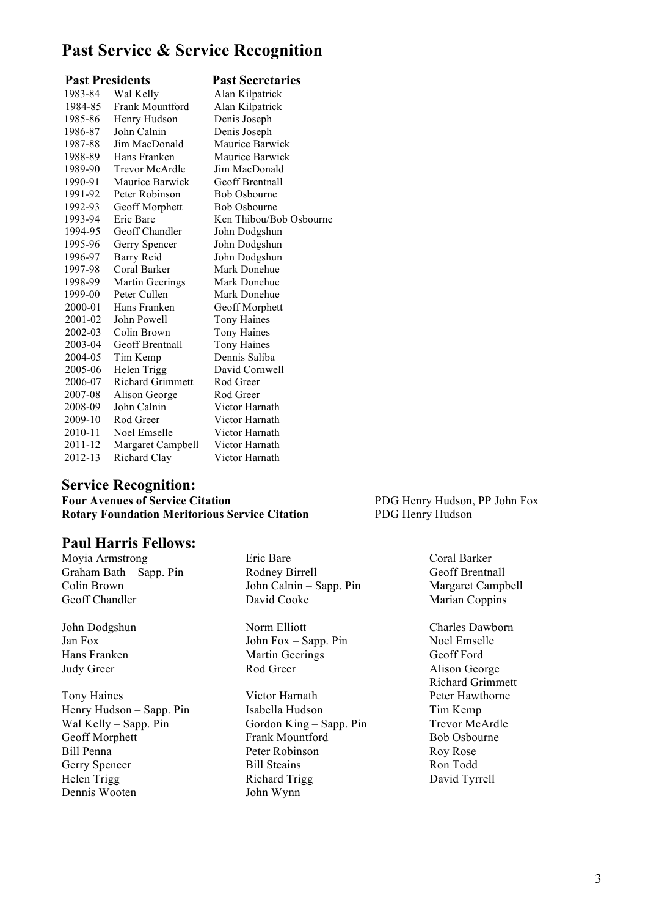# Past Service & Service Recognition

| | Past Presidents | Past Secretaries |
|---|---|---|
| 1983-84 | Wal Kelly | Alan Kilpatrick |
| 1984-85 | Frank Mountford | Alan Kilpatrick |
| 1985-86 | Henry Hudson | Denis Joseph |
| 1986-87 | John Calnin | Denis Joseph |
| 1987-88 | Jim MacDonald | Maurice Barwick |
| 1988-89 | Hans Franken | Maurice Barwick |
| 1989-90 | Trevor McArdle | Jim MacDonald |
| 1990-91 | Maurice Barwick | Geoff Brentnall |
| 1991-92 | Peter Robinson | Bob Osbourne |
| 1992-93 | Geoff Morphett | Bob Osbourne |
| 1993-94 | Eric Bare | Ken Thibou/Bob Osbourne |
| 1994-95 | Geoff Chandler | John Dodgshun |
| 1995-96 | Gerry Spencer | John Dodgshun |
| 1996-97 | Barry Reid | John Dodgshun |
| 1997-98 | Coral Barker | Mark Donehue |
| 1998-99 | Martin Geerings | Mark Donehue |
| 1999-00 | Peter Cullen | Mark Donehue |
| 2000-01 | Hans Franken | Geoff Morphett |
| 2001-02 | John Powell | Tony Haines |
| 2002-03 | Colin Brown | Tony Haines |
| 2003-04 | Geoff Brentnall | Tony Haines |
| 2004-05 | Tim Kemp | Dennis Saliba |
| 2005-06 | Helen Trigg | David Cornwell |
| 2006-07 | Richard Grimmett | Rod Greer |
| 2007-08 | Alison George | Rod Greer |
| 2008-09 | John Calnin | Victor Harnath |
| 2009-10 | Rod Greer | Victor Harnath |
| 2010-11 | Noel Emselle | Victor Harnath |
| 2011-12 | Margaret Campbell | Victor Harnath |
| 2012-13 | Richard Clay | Victor Harnath |

## Service Recognition:

**Four Avenues of Service Citation** — PDG Henry Hudson, PP John Fox

**Rotary Foundation Meritorious Service Citation** — PDG Henry Hudson

## Paul Harris Fellows:

Moyia Armstrong
Graham Bath – Sapp. Pin
Colin Brown
Geoff Chandler

John Dodgshun
Jan Fox
Hans Franken
Judy Greer

Tony Haines
Henry Hudson – Sapp. Pin
Wal Kelly – Sapp. Pin
Geoff Morphett
Bill Penna
Gerry Spencer
Helen Trigg
Dennis Wooten

Eric Bare
Rodney Birrell
John Calnin – Sapp. Pin
David Cooke

Norm Elliott
John Fox – Sapp. Pin
Martin Geerings
Rod Greer

Victor Harnath
Isabella Hudson
Gordon King – Sapp. Pin
Frank Mountford
Peter Robinson
Bill Steains
Richard Trigg
John Wynn

Coral Barker
Geoff Brentnall
Margaret Campbell
Marian Coppins

Charles Dawborn
Noel Emselle
Geoff Ford
Alison George
Richard Grimmett
Peter Hawthorne
Tim Kemp
Trevor McArdle
Bob Osbourne
Roy Rose
Ron Todd
David Tyrrell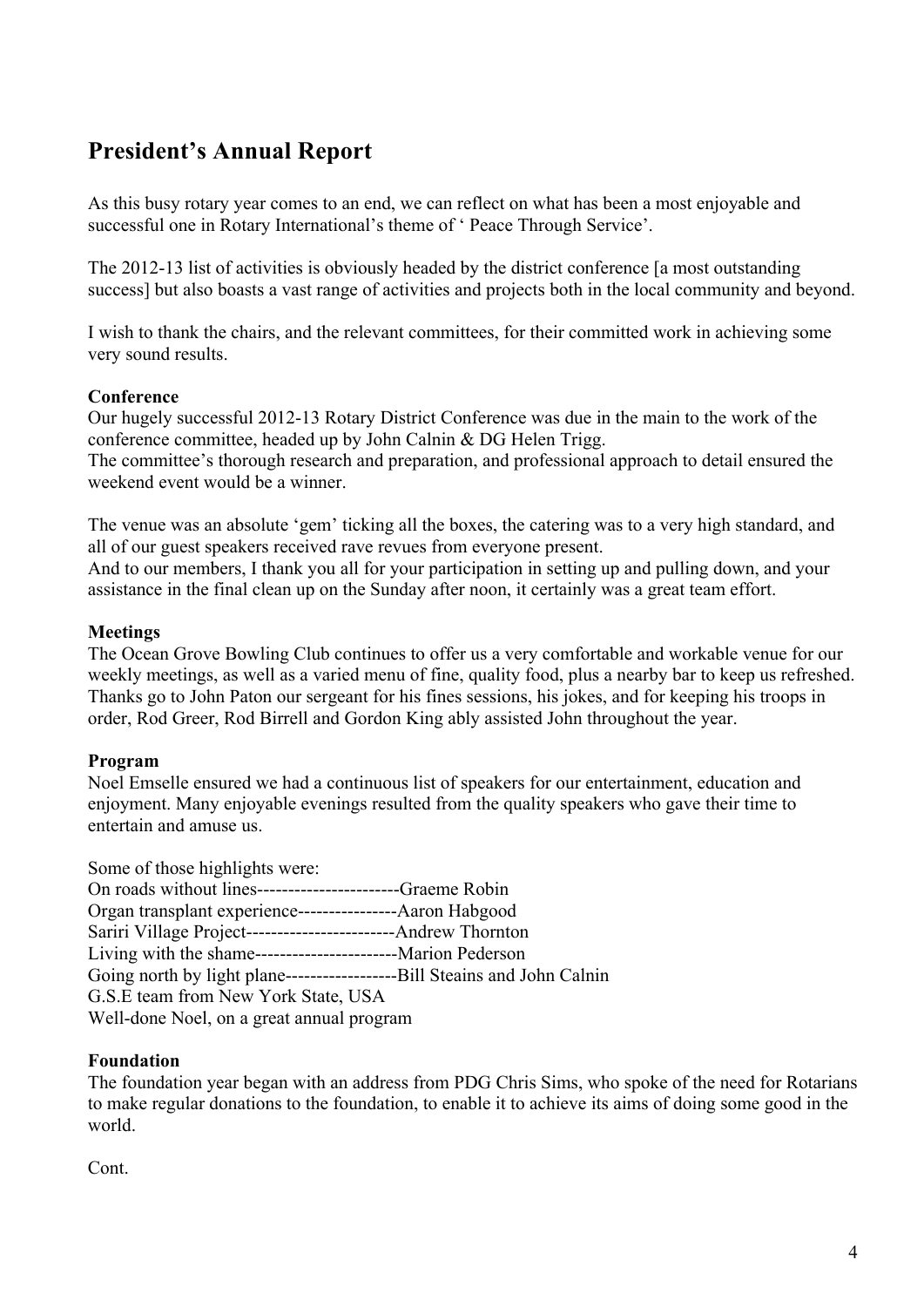## President's Annual Report

As this busy rotary year comes to an end, we can reflect on what has been a most enjoyable and successful one in Rotary International's theme of ' Peace Through Service'.

The 2012-13 list of activities is obviously headed by the district conference [a most outstanding success] but also boasts a vast range of activities and projects both in the local community and beyond.

I wish to thank the chairs, and the relevant committees, for their committed work in achieving some very sound results.

**Conference**
Our hugely successful 2012-13 Rotary District Conference was due in the main to the work of the conference committee, headed up by John Calnin & DG Helen Trigg.
The committee's thorough research and preparation, and professional approach to detail ensured the weekend event would be a winner.

The venue was an absolute 'gem' ticking all the boxes, the catering was to a very high standard, and all of our guest speakers received rave revues from everyone present.
And to our members, I thank you all for your participation in setting up and pulling down, and your assistance in the final clean up on the Sunday after noon, it certainly was a great team effort.

**Meetings**
The Ocean Grove Bowling Club continues to offer us a very comfortable and workable venue for our weekly meetings, as well as a varied menu of fine, quality food, plus a nearby bar to keep us refreshed. Thanks go to John Paton our sergeant for his fines sessions, his jokes, and for keeping his troops in order, Rod Greer, Rod Birrell and Gordon King ably assisted John throughout the year.

**Program**
Noel Emselle ensured we had a continuous list of speakers for our entertainment, education and enjoyment. Many enjoyable evenings resulted from the quality speakers who gave their time to entertain and amuse us.

Some of those highlights were:
On roads without lines-----------------------Graeme Robin
Organ transplant experience----------------Aaron Habgood
Sariri Village Project------------------------Andrew Thornton
Living with the shame-----------------------Marion Pederson
Going north by light plane------------------Bill Steains and John Calnin
G.S.E team from New York State, USA
Well-done Noel, on a great annual program

**Foundation**
The foundation year began with an address from PDG Chris Sims, who spoke of the need for Rotarians to make regular donations to the foundation, to enable it to achieve its aims of doing some good in the world.

Cont.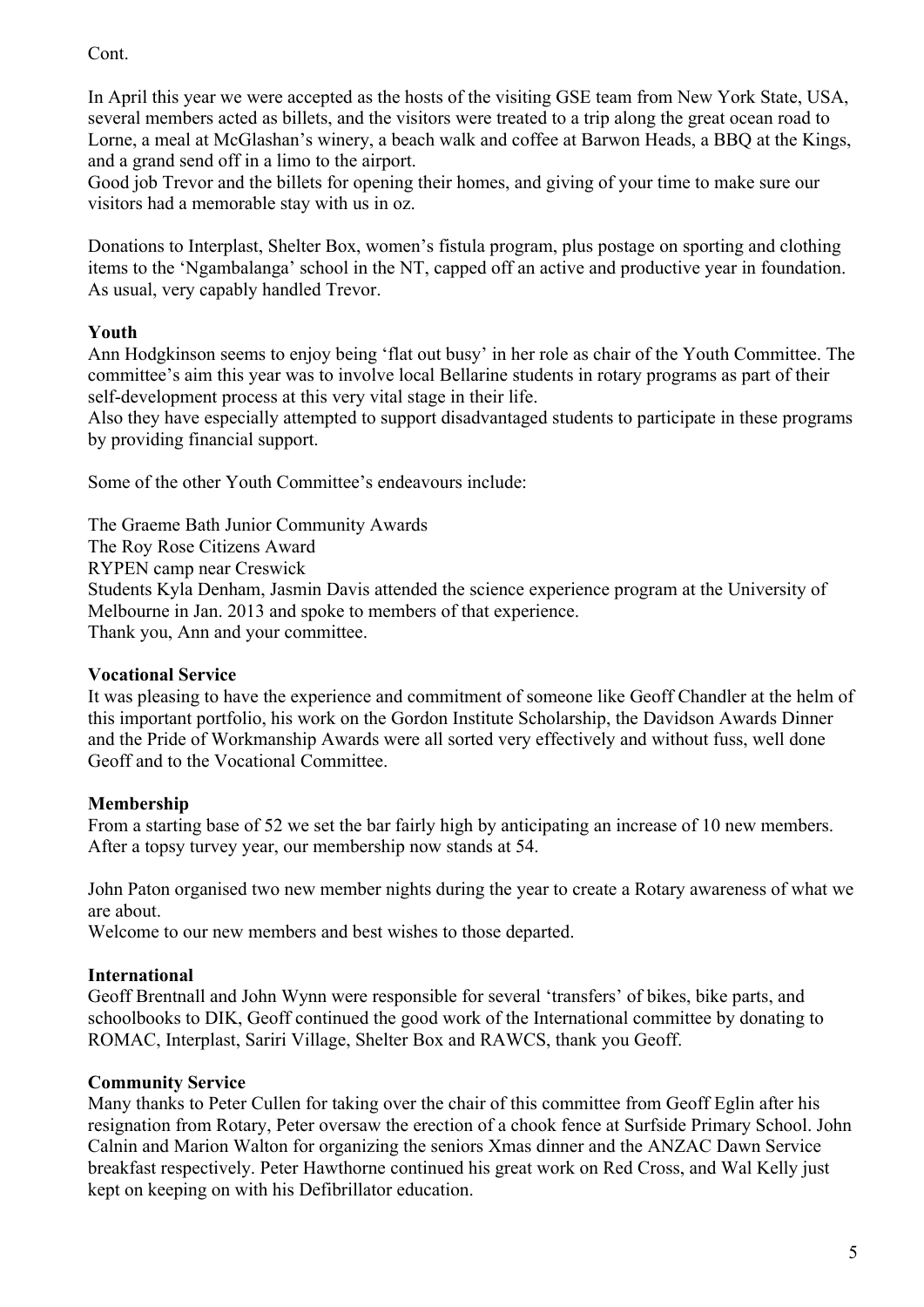Cont.

In April this year we were accepted as the hosts of the visiting GSE team from New York State, USA, several members acted as billets, and the visitors were treated to a trip along the great ocean road to Lorne, a meal at McGlashan's winery, a beach walk and coffee at Barwon Heads, a BBQ at the Kings, and a grand send off in a limo to the airport.
Good job Trevor and the billets for opening their homes, and giving of your time to make sure our visitors had a memorable stay with us in oz.

Donations to Interplast, Shelter Box, women's fistula program, plus postage on sporting and clothing items to the 'Ngambalanga' school in the NT, capped off an active and productive year in foundation. As usual, very capably handled Trevor.

**Youth**
Ann Hodgkinson seems to enjoy being 'flat out busy' in her role as chair of the Youth Committee. The committee's aim this year was to involve local Bellarine students in rotary programs as part of their self-development process at this very vital stage in their life.
Also they have especially attempted to support disadvantaged students to participate in these programs by providing financial support.

Some of the other Youth Committee's endeavours include:

The Graeme Bath Junior Community Awards
The Roy Rose Citizens Award
RYPEN camp near Creswick
Students Kyla Denham, Jasmin Davis attended the science experience program at the University of Melbourne in Jan. 2013 and spoke to members of that experience.
Thank you, Ann and your committee.

**Vocational Service**
It was pleasing to have the experience and commitment of someone like Geoff Chandler at the helm of this important portfolio, his work on the Gordon Institute Scholarship, the Davidson Awards Dinner and the Pride of Workmanship Awards were all sorted very effectively and without fuss, well done Geoff and to the Vocational Committee.

**Membership**
From a starting base of 52 we set the bar fairly high by anticipating an increase of 10 new members. After a topsy turvey year, our membership now stands at 54.

John Paton organised two new member nights during the year to create a Rotary awareness of what we are about.
Welcome to our new members and best wishes to those departed.

**International**
Geoff Brentnall and John Wynn were responsible for several 'transfers' of bikes, bike parts, and schoolbooks to DIK, Geoff continued the good work of the International committee by donating to ROMAC, Interplast, Sariri Village, Shelter Box and RAWCS, thank you Geoff.

**Community Service**
Many thanks to Peter Cullen for taking over the chair of this committee from Geoff Eglin after his resignation from Rotary, Peter oversaw the erection of a chook fence at Surfside Primary School. John Calnin and Marion Walton for organizing the seniors Xmas dinner and the ANZAC Dawn Service breakfast respectively. Peter Hawthorne continued his great work on Red Cross, and Wal Kelly just kept on keeping on with his Defibrillator education.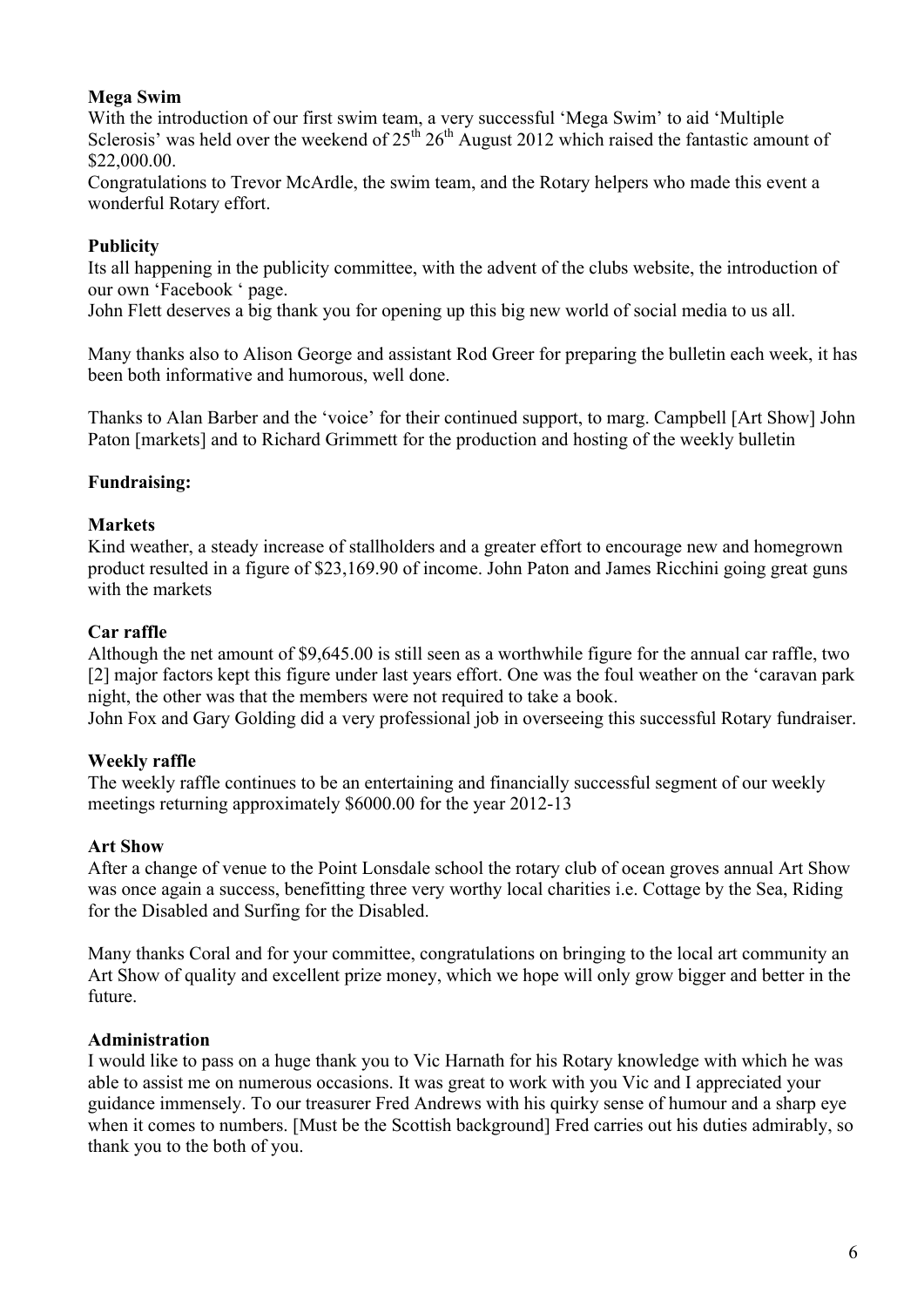**Mega Swim**

With the introduction of our first swim team, a very successful 'Mega Swim' to aid 'Multiple Sclerosis' was held over the weekend of 25th 26th August 2012 which raised the fantastic amount of $22,000.00.

Congratulations to Trevor McArdle, the swim team, and the Rotary helpers who made this event a wonderful Rotary effort.

**Publicity**

Its all happening in the publicity committee, with the advent of the clubs website, the introduction of our own 'Facebook ' page.

John Flett deserves a big thank you for opening up this big new world of social media to us all.

Many thanks also to Alison George and assistant Rod Greer for preparing the bulletin each week, it has been both informative and humorous, well done.

Thanks to Alan Barber and the 'voice' for their continued support, to marg. Campbell [Art Show] John Paton [markets] and to Richard Grimmett for the production and hosting of the weekly bulletin

**Fundraising:**

**Markets**

Kind weather, a steady increase of stallholders and a greater effort to encourage new and homegrown product resulted in a figure of $23,169.90 of income. John Paton and James Ricchini going great guns with the markets

**Car raffle**

Although the net amount of $9,645.00 is still seen as a worthwhile figure for the annual car raffle, two [2] major factors kept this figure under last years effort. One was the foul weather on the 'caravan park night, the other was that the members were not required to take a book.

John Fox and Gary Golding did a very professional job in overseeing this successful Rotary fundraiser.

**Weekly raffle**

The weekly raffle continues to be an entertaining and financially successful segment of our weekly meetings returning approximately $6000.00 for the year 2012-13

**Art Show**

After a change of venue to the Point Lonsdale school the rotary club of ocean groves annual Art Show was once again a success, benefitting three very worthy local charities i.e. Cottage by the Sea, Riding for the Disabled and Surfing for the Disabled.

Many thanks Coral and for your committee, congratulations on bringing to the local art community an Art Show of quality and excellent prize money, which we hope will only grow bigger and better in the future.

**Administration**

I would like to pass on a huge thank you to Vic Harnath for his Rotary knowledge with which he was able to assist me on numerous occasions. It was great to work with you Vic and I appreciated your guidance immensely. To our treasurer Fred Andrews with his quirky sense of humour and a sharp eye when it comes to numbers. [Must be the Scottish background] Fred carries out his duties admirably, so thank you to the both of you.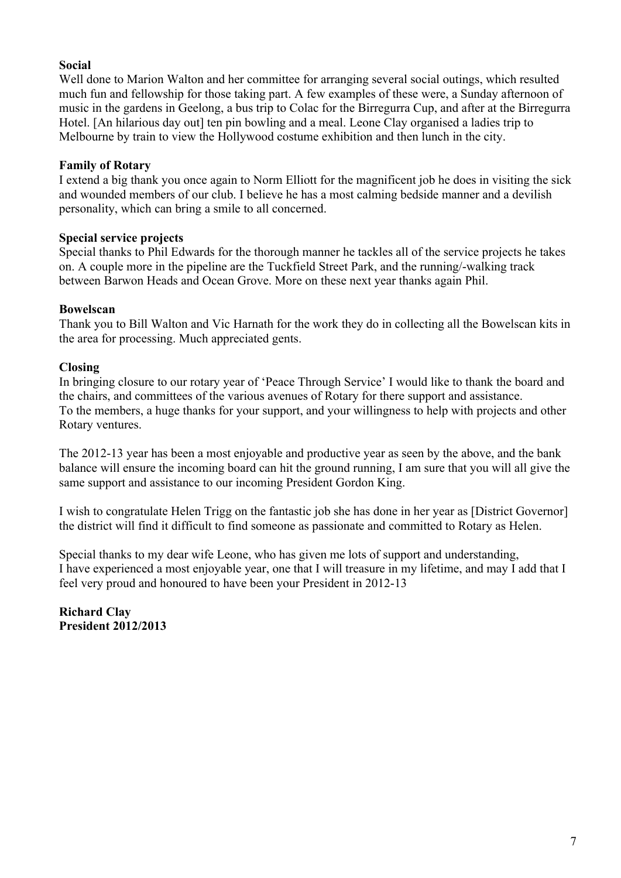**Social**
Well done to Marion Walton and her committee for arranging several social outings, which resulted much fun and fellowship for those taking part. A few examples of these were, a Sunday afternoon of music in the gardens in Geelong, a bus trip to Colac for the Birregurra Cup, and after at the Birregurra Hotel. [An hilarious day out] ten pin bowling and a meal. Leone Clay organised a ladies trip to Melbourne by train to view the Hollywood costume exhibition and then lunch in the city.

**Family of Rotary**
I extend a big thank you once again to Norm Elliott for the magnificent job he does in visiting the sick and wounded members of our club. I believe he has a most calming bedside manner and a devilish personality, which can bring a smile to all concerned.

**Special service projects**
Special thanks to Phil Edwards for the thorough manner he tackles all of the service projects he takes on. A couple more in the pipeline are the Tuckfield Street Park, and the running/-walking track between Barwon Heads and Ocean Grove. More on these next year thanks again Phil.

**Bowelscan**
Thank you to Bill Walton and Vic Harnath for the work they do in collecting all the Bowelscan kits in the area for processing. Much appreciated gents.

**Closing**
In bringing closure to our rotary year of 'Peace Through Service' I would like to thank the board and the chairs, and committees of the various avenues of Rotary for there support and assistance.
To the members, a huge thanks for your support, and your willingness to help with projects and other Rotary ventures.

The 2012-13 year has been a most enjoyable and productive year as seen by the above, and the bank balance will ensure the incoming board can hit the ground running, I am sure that you will all give the same support and assistance to our incoming President Gordon King.

I wish to congratulate Helen Trigg on the fantastic job she has done in her year as [District Governor] the district will find it difficult to find someone as passionate and committed to Rotary as Helen.

Special thanks to my dear wife Leone, who has given me lots of support and understanding,
I have experienced a most enjoyable year, one that I will treasure in my lifetime, and may I add that I feel very proud and honoured to have been your President in 2012-13

**Richard Clay**
**President 2012/2013**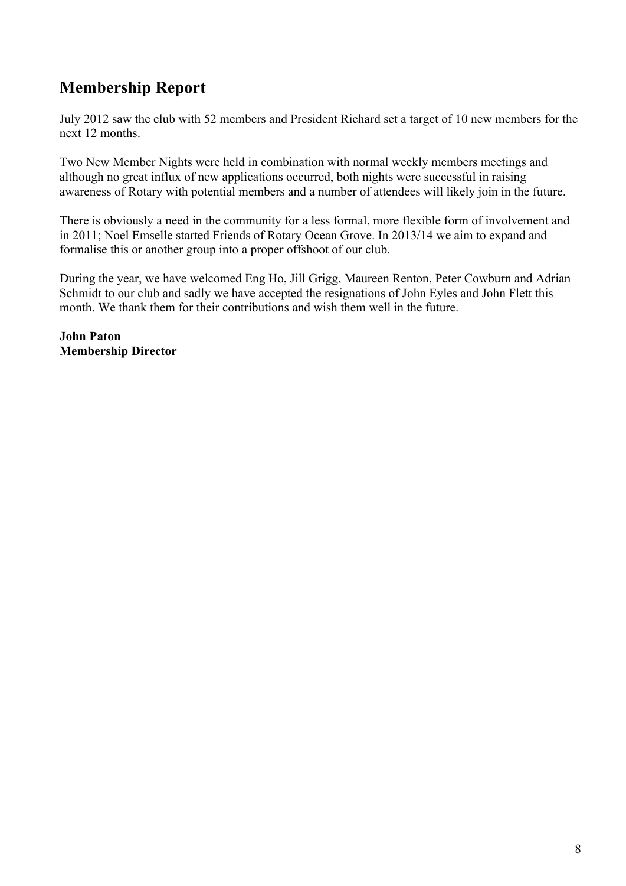## Membership Report

July 2012 saw the club with 52 members and President Richard set a target of 10 new members for the next 12 months.

Two New Member Nights were held in combination with normal weekly members meetings and although no great influx of new applications occurred, both nights were successful in raising awareness of Rotary with potential members and a number of attendees will likely join in the future.

There is obviously a need in the community for a less formal, more flexible form of involvement and in 2011; Noel Emselle started Friends of Rotary Ocean Grove. In 2013/14 we aim to expand and formalise this or another group into a proper offshoot of our club.

During the year, we have welcomed Eng Ho, Jill Grigg, Maureen Renton, Peter Cowburn and Adrian Schmidt to our club and sadly we have accepted the resignations of John Eyles and John Flett this month. We thank them for their contributions and wish them well in the future.

**John Paton**
**Membership Director**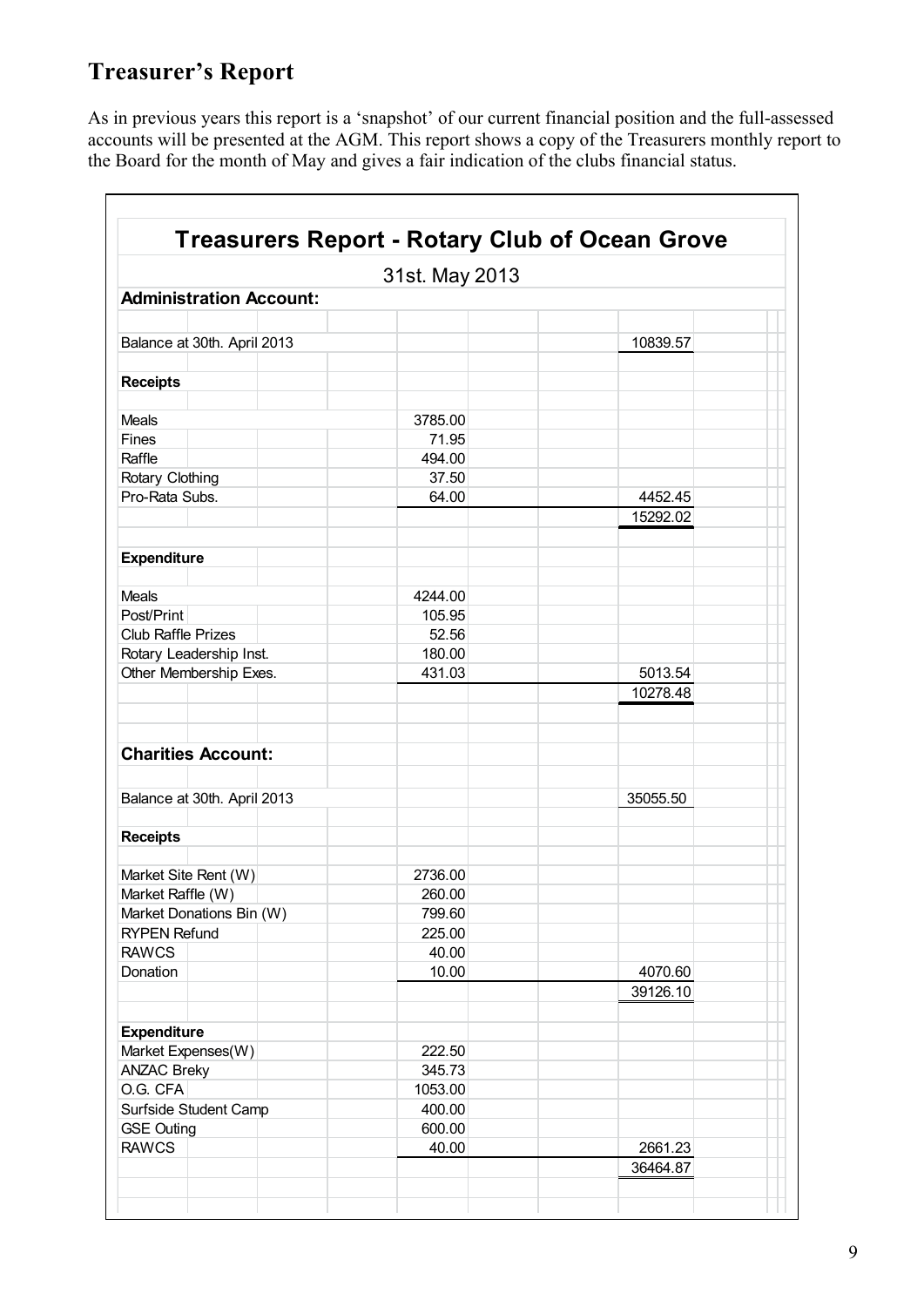## Treasurer's Report

As in previous years this report is a 'snapshot' of our current financial position and the full-assessed accounts will be presented at the AGM. This report shows a copy of the Treasurers monthly report to the Board for the month of May and gives a fair indication of the clubs financial status.

### Treasurers Report - Rotary Club of Ocean Grove

31st. May 2013

| Administration Account: | | |
|---|---|---|
| Balance at 30th. April 2013 | | 10839.57 |
| **Receipts** | | |
| Meals | 3785.00 | |
| Fines | 71.95 | |
| Raffle | 494.00 | |
| Rotary Clothing | 37.50 | |
| Pro-Rata Subs. | 64.00 | 4452.45 |
| | | 15292.02 |
| **Expenditure** | | |
| Meals | 4244.00 | |
| Post/Print | 105.95 | |
| Club Raffle Prizes | 52.56 | |
| Rotary Leadership Inst. | 180.00 | |
| Other Membership Exes. | 431.03 | 5013.54 |
| | | 10278.48 |

| Charities Account: | | |
|---|---|---|
| Balance at 30th. April 2013 | | 35055.50 |
| **Receipts** | | |
| Market Site Rent (W) | 2736.00 | |
| Market Raffle (W) | 260.00 | |
| Market Donations Bin (W) | 799.60 | |
| RYPEN Refund | 225.00 | |
| RAWCS | 40.00 | |
| Donation | 10.00 | 4070.60 |
| | | 39126.10 |
| **Expenditure** | | |
| Market Expenses(W) | 222.50 | |
| ANZAC Breky | 345.73 | |
| O.G. CFA | 1053.00 | |
| Surfside Student Camp | 400.00 | |
| GSE Outing | 600.00 | |
| RAWCS | 40.00 | 2661.23 |
| | | 36464.87 |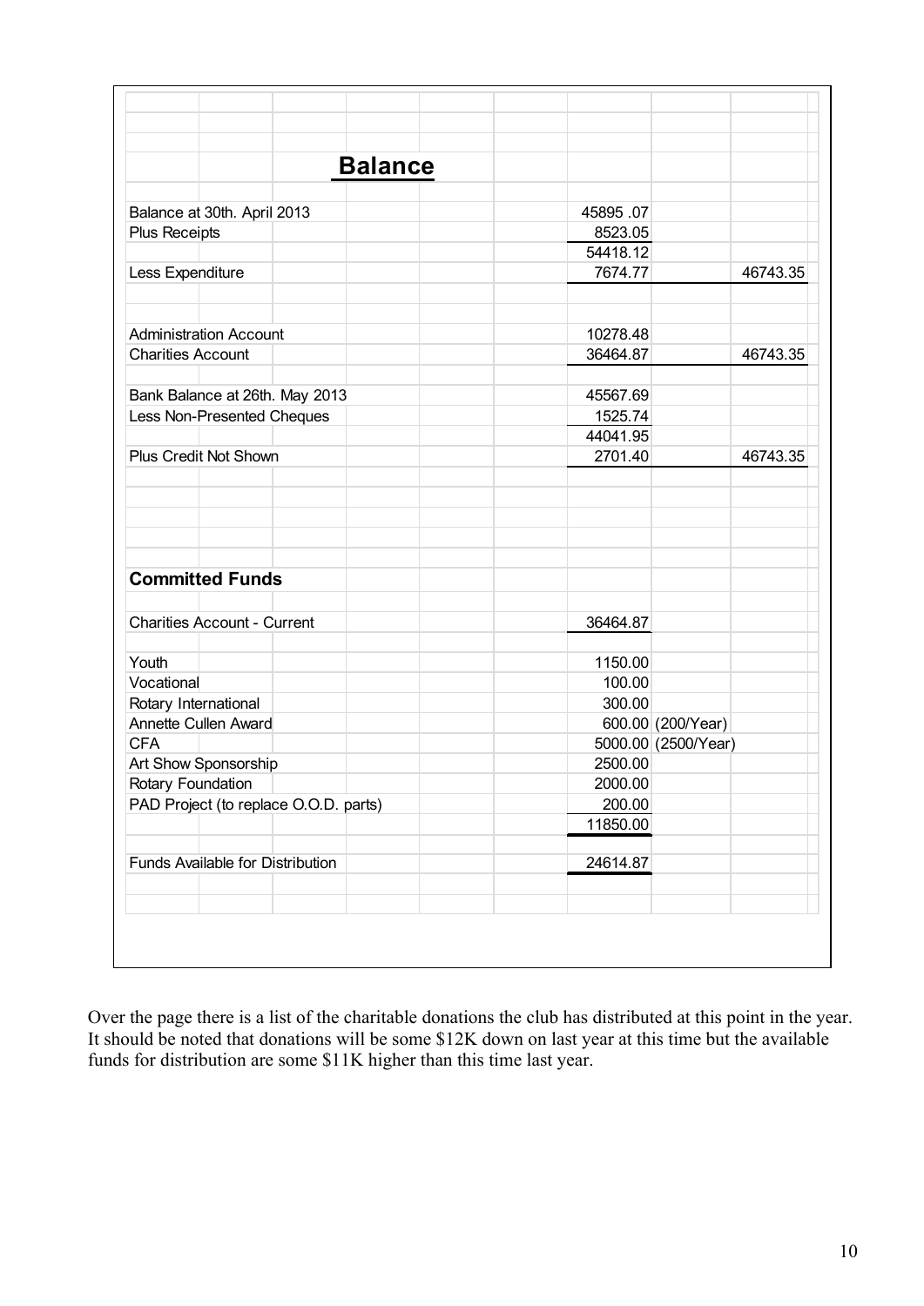## Balance

| | | |
|---|---|---|
| Balance at 30th. April 2013 | 45895 .07 | |
| Plus Receipts | 8523.05 | |
| | 54418.12 | |
| Less Expenditure | 7674.77 | 46743.35 |
| | | |
| Administration Account | 10278.48 | |
| Charities Account | 36464.87 | 46743.35 |
| | | |
| Bank Balance at 26th. May 2013 | 45567.69 | |
| Less Non-Presented Cheques | 1525.74 | |
| | 44041.95 | |
| Plus Credit Not Shown | 2701.40 | 46743.35 |

## Committed Funds

| | | |
|---|---|---|
| Charities Account - Current | 36464.87 | |
| | | |
| Youth | 1150.00 | |
| Vocational | 100.00 | |
| Rotary International | 300.00 | |
| Annette Cullen Award | 600.00 | (200/Year) |
| CFA | 5000.00 | (2500/Year) |
| Art Show Sponsorship | 2500.00 | |
| Rotary Foundation | 2000.00 | |
| PAD Project (to replace O.O.D. parts) | 200.00 | |
| | 11850.00 | |
| | | |
| Funds Available for Distribution | 24614.87 | |

Over the page there is a list of the charitable donations the club has distributed at this point in the year. It should be noted that donations will be some $12K down on last year at this time but the available funds for distribution are some $11K higher than this time last year.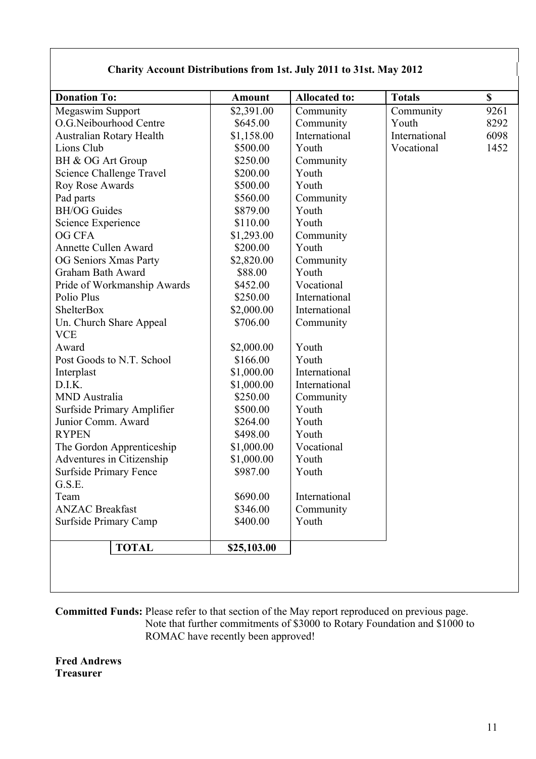**Charity Account Distributions from 1st. July 2011 to 31st. May 2012**

| Donation To: | Amount | Allocated to: | Totals | $ |
|---|---|---|---|---|
| Megaswim Support | $2,391.00 | Community | Community | 9261 |
| O.G.Neibourhood Centre | $645.00 | Community | Youth | 8292 |
| Australian Rotary Health | $1,158.00 | International | International | 6098 |
| Lions Club | $500.00 | Youth | Vocational | 1452 |
| BH & OG Art Group | $250.00 | Community | | |
| Science Challenge Travel | $200.00 | Youth | | |
| Roy Rose Awards | $500.00 | Youth | | |
| Pad parts | $560.00 | Community | | |
| BH/OG Guides | $879.00 | Youth | | |
| Science Experience | $110.00 | Youth | | |
| OG CFA | $1,293.00 | Community | | |
| Annette Cullen Award | $200.00 | Youth | | |
| OG Seniors Xmas Party | $2,820.00 | Community | | |
| Graham Bath Award | $88.00 | Youth | | |
| Pride of Workmanship Awards | $452.00 | Vocational | | |
| Polio Plus | $250.00 | International | | |
| ShelterBox | $2,000.00 | International | | |
| Un. Church Share Appeal | $706.00 | Community | | |
| VCE Award | $2,000.00 | Youth | | |
| Post Goods to N.T. School | $166.00 | Youth | | |
| Interplast | $1,000.00 | International | | |
| D.I.K. | $1,000.00 | International | | |
| MND Australia | $250.00 | Community | | |
| Surfside Primary Amplifier | $500.00 | Youth | | |
| Junior Comm. Award | $264.00 | Youth | | |
| RYPEN | $498.00 | Youth | | |
| The Gordon Apprenticeship | $1,000.00 | Vocational | | |
| Adventures in Citizenship | $1,000.00 | Youth | | |
| Surfside Primary Fence | $987.00 | Youth | | |
| G.S.E. Team | $690.00 | International | | |
| ANZAC Breakfast | $346.00 | Community | | |
| Surfside Primary Camp | $400.00 | Youth | | |
| **TOTAL** | **$25,103.00** | | | |

**Committed Funds:** Please refer to that section of the May report reproduced on previous page. Note that further commitments of $3000 to Rotary Foundation and $1000 to ROMAC have recently been approved!

**Fred Andrews**
**Treasurer**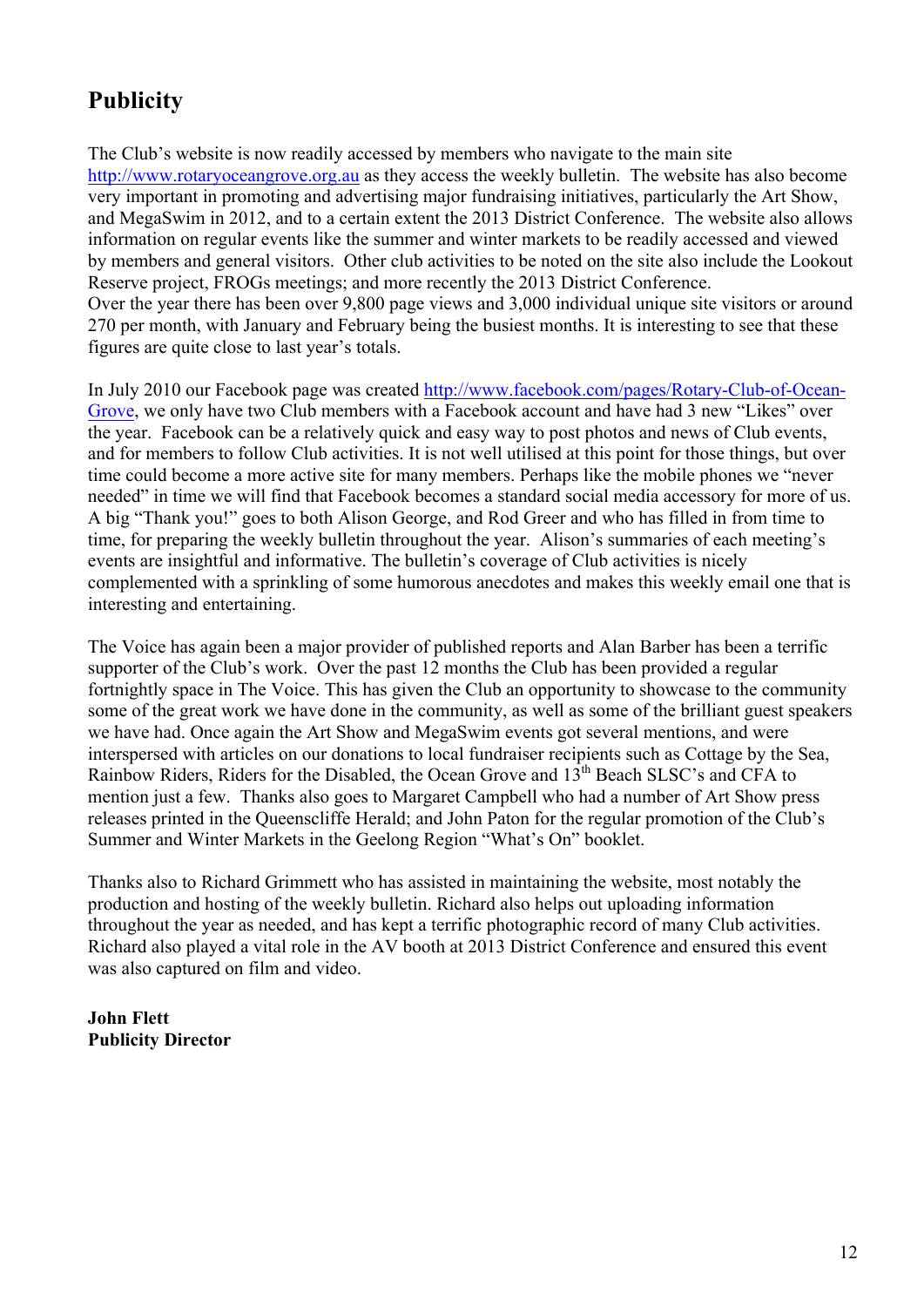# Publicity

The Club's website is now readily accessed by members who navigate to the main site http://www.rotaryoceangrove.org.au as they access the weekly bulletin. The website has also become very important in promoting and advertising major fundraising initiatives, particularly the Art Show, and MegaSwim in 2012, and to a certain extent the 2013 District Conference. The website also allows information on regular events like the summer and winter markets to be readily accessed and viewed by members and general visitors. Other club activities to be noted on the site also include the Lookout Reserve project, FROGs meetings; and more recently the 2013 District Conference.
Over the year there has been over 9,800 page views and 3,000 individual unique site visitors or around 270 per month, with January and February being the busiest months. It is interesting to see that these figures are quite close to last year's totals.

In July 2010 our Facebook page was created http://www.facebook.com/pages/Rotary-Club-of-Ocean-Grove, we only have two Club members with a Facebook account and have had 3 new "Likes" over the year. Facebook can be a relatively quick and easy way to post photos and news of Club events, and for members to follow Club activities. It is not well utilised at this point for those things, but over time could become a more active site for many members. Perhaps like the mobile phones we "never needed" in time we will find that Facebook becomes a standard social media accessory for more of us.
A big "Thank you!" goes to both Alison George, and Rod Greer and who has filled in from time to time, for preparing the weekly bulletin throughout the year. Alison's summaries of each meeting's events are insightful and informative. The bulletin's coverage of Club activities is nicely complemented with a sprinkling of some humorous anecdotes and makes this weekly email one that is interesting and entertaining.

The Voice has again been a major provider of published reports and Alan Barber has been a terrific supporter of the Club's work. Over the past 12 months the Club has been provided a regular fortnightly space in The Voice. This has given the Club an opportunity to showcase to the community some of the great work we have done in the community, as well as some of the brilliant guest speakers we have had. Once again the Art Show and MegaSwim events got several mentions, and were interspersed with articles on our donations to local fundraiser recipients such as Cottage by the Sea, Rainbow Riders, Riders for the Disabled, the Ocean Grove and 13th Beach SLSC's and CFA to mention just a few. Thanks also goes to Margaret Campbell who had a number of Art Show press releases printed in the Queenscliffe Herald; and John Paton for the regular promotion of the Club's Summer and Winter Markets in the Geelong Region "What's On" booklet.

Thanks also to Richard Grimmett who has assisted in maintaining the website, most notably the production and hosting of the weekly bulletin. Richard also helps out uploading information throughout the year as needed, and has kept a terrific photographic record of many Club activities. Richard also played a vital role in the AV booth at 2013 District Conference and ensured this event was also captured on film and video.

**John Flett**
**Publicity Director**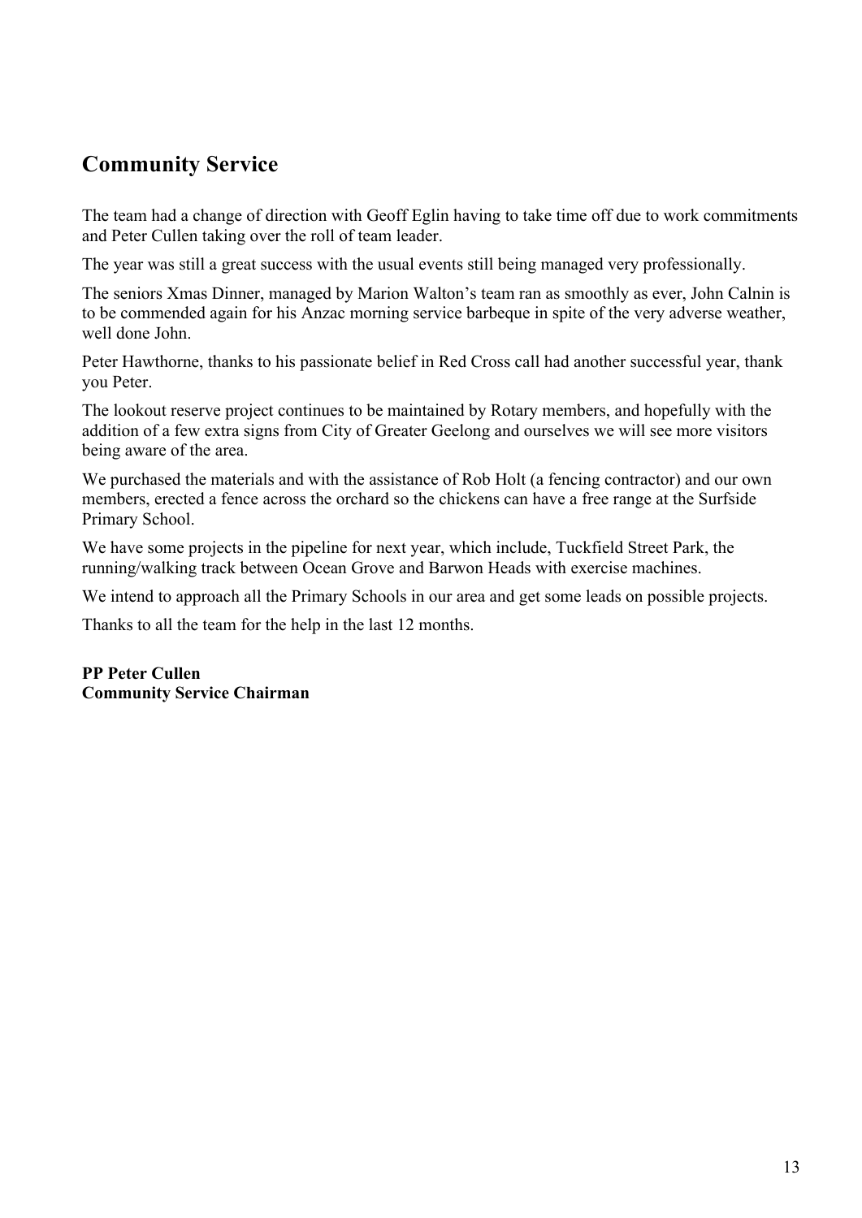## Community Service

The team had a change of direction with Geoff Eglin having to take time off due to work commitments and Peter Cullen taking over the roll of team leader.

The year was still a great success with the usual events still being managed very professionally.

The seniors Xmas Dinner, managed by Marion Walton's team ran as smoothly as ever, John Calnin is to be commended again for his Anzac morning service barbeque in spite of the very adverse weather, well done John.

Peter Hawthorne, thanks to his passionate belief in Red Cross call had another successful year, thank you Peter.

The lookout reserve project continues to be maintained by Rotary members, and hopefully with the addition of a few extra signs from City of Greater Geelong and ourselves we will see more visitors being aware of the area.

We purchased the materials and with the assistance of Rob Holt (a fencing contractor) and our own members, erected a fence across the orchard so the chickens can have a free range at the Surfside Primary School.

We have some projects in the pipeline for next year, which include, Tuckfield Street Park, the running/walking track between Ocean Grove and Barwon Heads with exercise machines.

We intend to approach all the Primary Schools in our area and get some leads on possible projects.

Thanks to all the team for the help in the last 12 months.

**PP Peter Cullen**
**Community Service Chairman**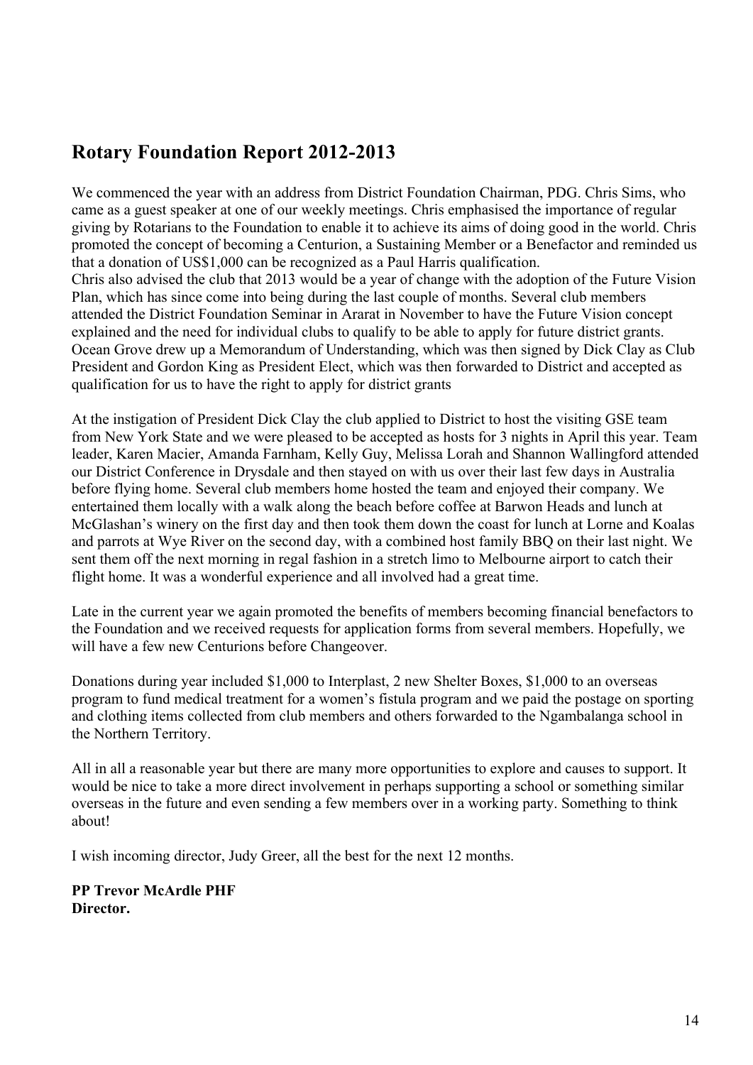## Rotary Foundation Report 2012-2013

We commenced the year with an address from District Foundation Chairman, PDG. Chris Sims, who came as a guest speaker at one of our weekly meetings. Chris emphasised the importance of regular giving by Rotarians to the Foundation to enable it to achieve its aims of doing good in the world. Chris promoted the concept of becoming a Centurion, a Sustaining Member or a Benefactor and reminded us that a donation of US$1,000 can be recognized as a Paul Harris qualification.
Chris also advised the club that 2013 would be a year of change with the adoption of the Future Vision Plan, which has since come into being during the last couple of months. Several club members attended the District Foundation Seminar in Ararat in November to have the Future Vision concept explained and the need for individual clubs to qualify to be able to apply for future district grants. Ocean Grove drew up a Memorandum of Understanding, which was then signed by Dick Clay as Club President and Gordon King as President Elect, which was then forwarded to District and accepted as qualification for us to have the right to apply for district grants

At the instigation of President Dick Clay the club applied to District to host the visiting GSE team from New York State and we were pleased to be accepted as hosts for 3 nights in April this year. Team leader, Karen Macier, Amanda Farnham, Kelly Guy, Melissa Lorah and Shannon Wallingford attended our District Conference in Drysdale and then stayed on with us over their last few days in Australia before flying home. Several club members home hosted the team and enjoyed their company. We entertained them locally with a walk along the beach before coffee at Barwon Heads and lunch at McGlashan's winery on the first day and then took them down the coast for lunch at Lorne and Koalas and parrots at Wye River on the second day, with a combined host family BBQ on their last night. We sent them off the next morning in regal fashion in a stretch limo to Melbourne airport to catch their flight home. It was a wonderful experience and all involved had a great time.

Late in the current year we again promoted the benefits of members becoming financial benefactors to the Foundation and we received requests for application forms from several members. Hopefully, we will have a few new Centurions before Changeover.

Donations during year included $1,000 to Interplast, 2 new Shelter Boxes, $1,000 to an overseas program to fund medical treatment for a women's fistula program and we paid the postage on sporting and clothing items collected from club members and others forwarded to the Ngambalanga school in the Northern Territory.

All in all a reasonable year but there are many more opportunities to explore and causes to support. It would be nice to take a more direct involvement in perhaps supporting a school or something similar overseas in the future and even sending a few members over in a working party. Something to think about!

I wish incoming director, Judy Greer, all the best for the next 12 months.

**PP Trevor McArdle PHF**
**Director.**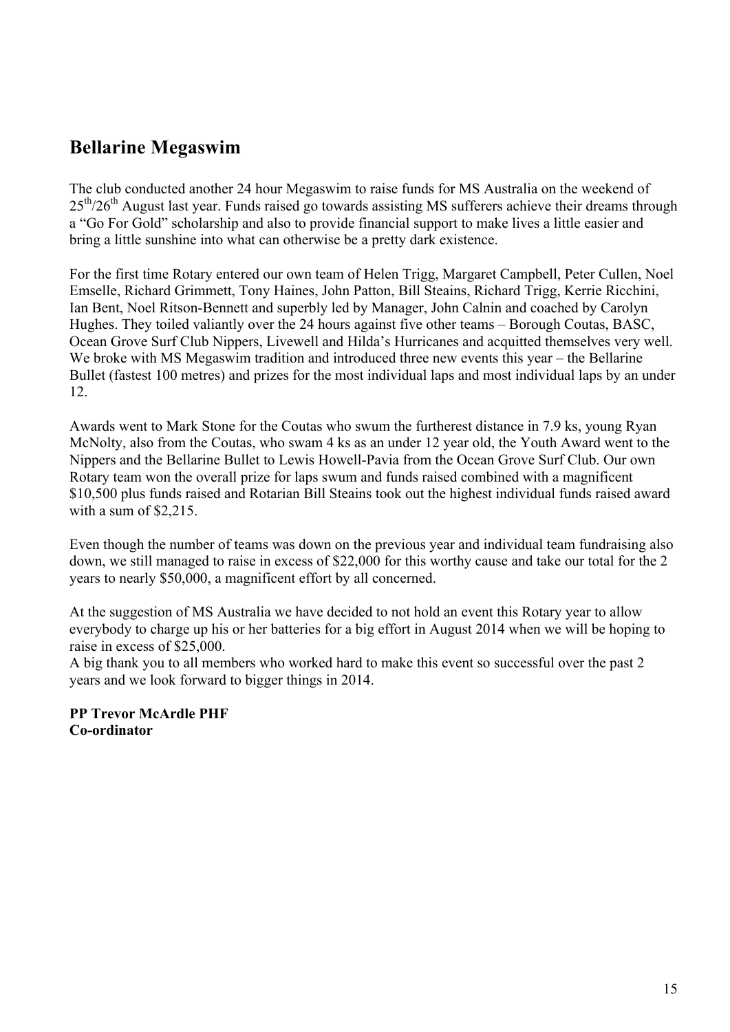## Bellarine Megaswim

The club conducted another 24 hour Megaswim to raise funds for MS Australia on the weekend of 25th/26th August last year. Funds raised go towards assisting MS sufferers achieve their dreams through a "Go For Gold" scholarship and also to provide financial support to make lives a little easier and bring a little sunshine into what can otherwise be a pretty dark existence.

For the first time Rotary entered our own team of Helen Trigg, Margaret Campbell, Peter Cullen, Noel Emselle, Richard Grimmett, Tony Haines, John Patton, Bill Steains, Richard Trigg, Kerrie Ricchini, Ian Bent, Noel Ritson-Bennett and superbly led by Manager, John Calnin and coached by Carolyn Hughes. They toiled valiantly over the 24 hours against five other teams – Borough Coutas, BASC, Ocean Grove Surf Club Nippers, Livewell and Hilda's Hurricanes and acquitted themselves very well. We broke with MS Megaswim tradition and introduced three new events this year – the Bellarine Bullet (fastest 100 metres) and prizes for the most individual laps and most individual laps by an under 12.

Awards went to Mark Stone for the Coutas who swum the furtherest distance in 7.9 ks, young Ryan McNolty, also from the Coutas, who swam 4 ks as an under 12 year old, the Youth Award went to the Nippers and the Bellarine Bullet to Lewis Howell-Pavia from the Ocean Grove Surf Club. Our own Rotary team won the overall prize for laps swum and funds raised combined with a magnificent $10,500 plus funds raised and Rotarian Bill Steains took out the highest individual funds raised award with a sum of $2,215.

Even though the number of teams was down on the previous year and individual team fundraising also down, we still managed to raise in excess of $22,000 for this worthy cause and take our total for the 2 years to nearly $50,000, a magnificent effort by all concerned.

At the suggestion of MS Australia we have decided to not hold an event this Rotary year to allow everybody to charge up his or her batteries for a big effort in August 2014 when we will be hoping to raise in excess of $25,000.
A big thank you to all members who worked hard to make this event so successful over the past 2 years and we look forward to bigger things in 2014.

**PP Trevor McArdle PHF**
**Co-ordinator**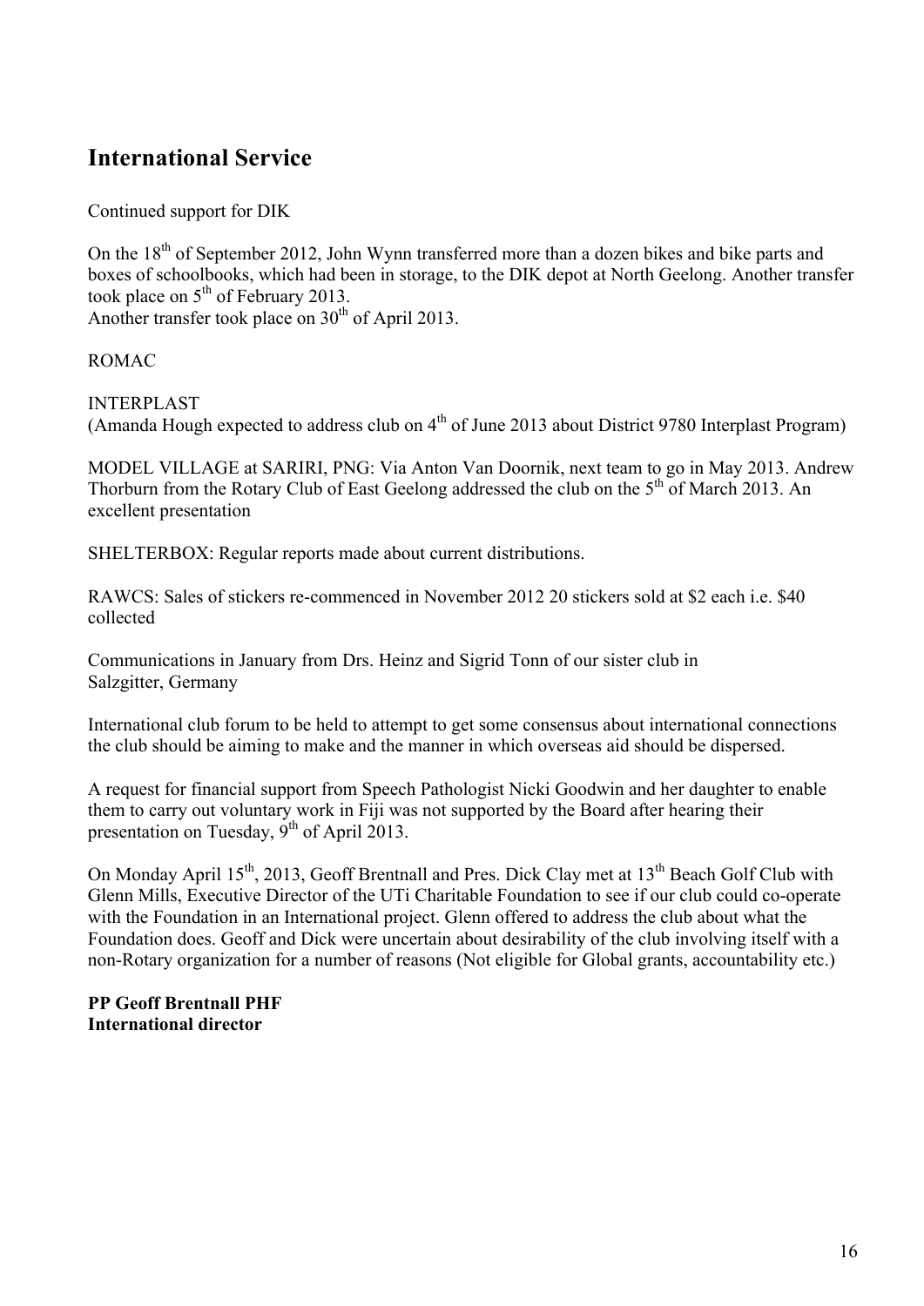## International Service

Continued support for DIK

On the 18th of September 2012, John Wynn transferred more than a dozen bikes and bike parts and boxes of schoolbooks, which had been in storage, to the DIK depot at North Geelong. Another transfer took place on 5th of February 2013.
Another transfer took place on 30th of April 2013.

ROMAC

INTERPLAST
(Amanda Hough expected to address club on 4th of June 2013 about District 9780 Interplast Program)

MODEL VILLAGE at SARIRI, PNG: Via Anton Van Doornik, next team to go in May 2013. Andrew Thorburn from the Rotary Club of East Geelong addressed the club on the 5th of March 2013. An excellent presentation

SHELTERBOX: Regular reports made about current distributions.

RAWCS: Sales of stickers re-commenced in November 2012 20 stickers sold at $2 each i.e. $40 collected

Communications in January from Drs. Heinz and Sigrid Tonn of our sister club in Salzgitter, Germany

International club forum to be held to attempt to get some consensus about international connections the club should be aiming to make and the manner in which overseas aid should be dispersed.

A request for financial support from Speech Pathologist Nicki Goodwin and her daughter to enable them to carry out voluntary work in Fiji was not supported by the Board after hearing their presentation on Tuesday, 9th of April 2013.

On Monday April 15th, 2013, Geoff Brentnall and Pres. Dick Clay met at 13th Beach Golf Club with Glenn Mills, Executive Director of the UTi Charitable Foundation to see if our club could co-operate with the Foundation in an International project. Glenn offered to address the club about what the Foundation does. Geoff and Dick were uncertain about desirability of the club involving itself with a non-Rotary organization for a number of reasons (Not eligible for Global grants, accountability etc.)

**PP Geoff Brentnall PHF**
**International director**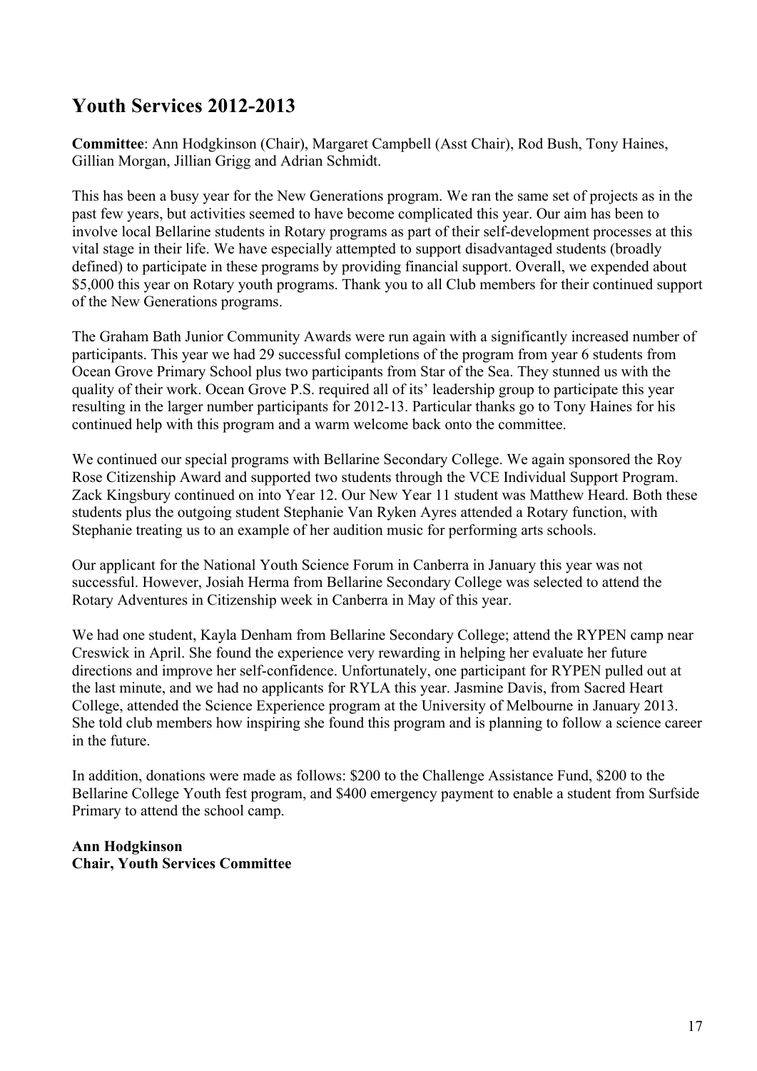## Youth Services 2012-2013

**Committee**: Ann Hodgkinson (Chair), Margaret Campbell (Asst Chair), Rod Bush, Tony Haines, Gillian Morgan, Jillian Grigg and Adrian Schmidt.

This has been a busy year for the New Generations program. We ran the same set of projects as in the past few years, but activities seemed to have become complicated this year. Our aim has been to involve local Bellarine students in Rotary programs as part of their self-development processes at this vital stage in their life. We have especially attempted to support disadvantaged students (broadly defined) to participate in these programs by providing financial support. Overall, we expended about $5,000 this year on Rotary youth programs. Thank you to all Club members for their continued support of the New Generations programs.

The Graham Bath Junior Community Awards were run again with a significantly increased number of participants. This year we had 29 successful completions of the program from year 6 students from Ocean Grove Primary School plus two participants from Star of the Sea. They stunned us with the quality of their work. Ocean Grove P.S. required all of its' leadership group to participate this year resulting in the larger number participants for 2012-13. Particular thanks go to Tony Haines for his continued help with this program and a warm welcome back onto the committee.

We continued our special programs with Bellarine Secondary College. We again sponsored the Roy Rose Citizenship Award and supported two students through the VCE Individual Support Program. Zack Kingsbury continued on into Year 12. Our New Year 11 student was Matthew Heard. Both these students plus the outgoing student Stephanie Van Ryken Ayres attended a Rotary function, with Stephanie treating us to an example of her audition music for performing arts schools.

Our applicant for the National Youth Science Forum in Canberra in January this year was not successful. However, Josiah Herma from Bellarine Secondary College was selected to attend the Rotary Adventures in Citizenship week in Canberra in May of this year.

We had one student, Kayla Denham from Bellarine Secondary College; attend the RYPEN camp near Creswick in April. She found the experience very rewarding in helping her evaluate her future directions and improve her self-confidence. Unfortunately, one participant for RYPEN pulled out at the last minute, and we had no applicants for RYLA this year. Jasmine Davis, from Sacred Heart College, attended the Science Experience program at the University of Melbourne in January 2013. She told club members how inspiring she found this program and is planning to follow a science career in the future.

In addition, donations were made as follows: $200 to the Challenge Assistance Fund, $200 to the Bellarine College Youth fest program, and $400 emergency payment to enable a student from Surfside Primary to attend the school camp.

**Ann Hodgkinson**
**Chair, Youth Services Committee**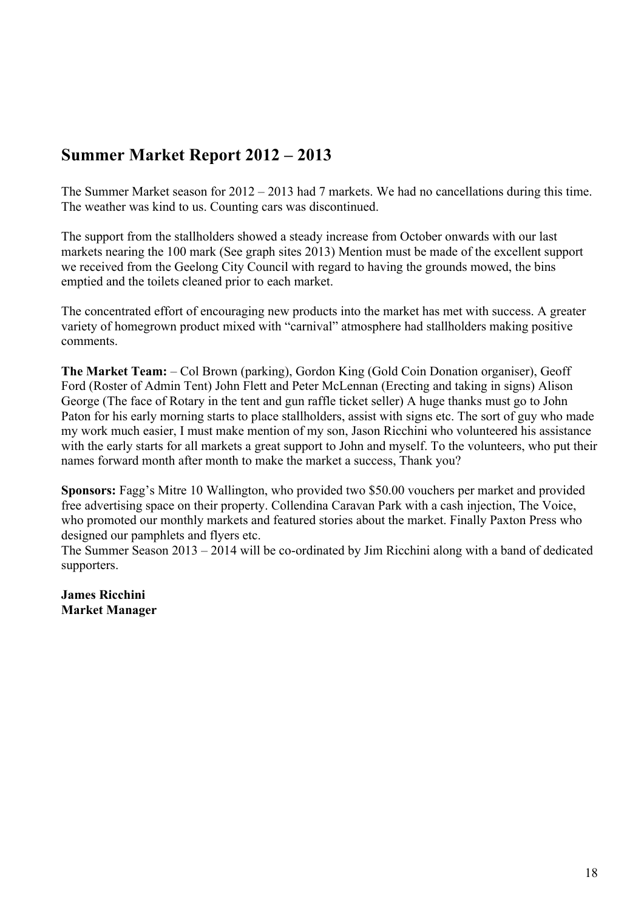## Summer Market Report 2012 – 2013

The Summer Market season for 2012 – 2013 had 7 markets. We had no cancellations during this time. The weather was kind to us. Counting cars was discontinued.

The support from the stallholders showed a steady increase from October onwards with our last markets nearing the 100 mark (See graph sites 2013) Mention must be made of the excellent support we received from the Geelong City Council with regard to having the grounds mowed, the bins emptied and the toilets cleaned prior to each market.

The concentrated effort of encouraging new products into the market has met with success. A greater variety of homegrown product mixed with "carnival" atmosphere had stallholders making positive comments.

**The Market Team:** – Col Brown (parking), Gordon King (Gold Coin Donation organiser), Geoff Ford (Roster of Admin Tent) John Flett and Peter McLennan (Erecting and taking in signs) Alison George (The face of Rotary in the tent and gun raffle ticket seller) A huge thanks must go to John Paton for his early morning starts to place stallholders, assist with signs etc. The sort of guy who made my work much easier, I must make mention of my son, Jason Ricchini who volunteered his assistance with the early starts for all markets a great support to John and myself. To the volunteers, who put their names forward month after month to make the market a success, Thank you?

**Sponsors:** Fagg's Mitre 10 Wallington, who provided two $50.00 vouchers per market and provided free advertising space on their property. Collendina Caravan Park with a cash injection, The Voice, who promoted our monthly markets and featured stories about the market. Finally Paxton Press who designed our pamphlets and flyers etc.
The Summer Season 2013 – 2014 will be co-ordinated by Jim Ricchini along with a band of dedicated supporters.

**James Ricchini**
**Market Manager**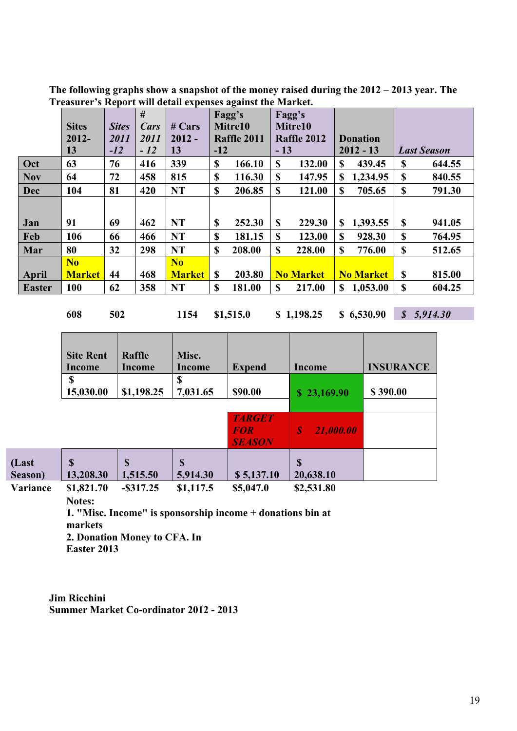**The following graphs show a snapshot of the money raised during the 2012 – 2013 year. The Treasurer's Report will detail expenses against the Market.**

| | Sites 2012-13 | *Sites 2011 -12* | # *Cars 2011 - 12* | # Cars 2012 - 13 | Fagg's Mitre10 Raffle 2011 -12 | Fagg's Mitre10 Raffle 2012 - 13 | Donation 2012 - 13 | *Last Season* |
|---|---|---|---|---|---|---|---|---|
| **Oct** | 63 | 76 | 416 | 339 | $ 166.10 | $ 132.00 | $ 439.45 | $ 644.55 |
| **Nov** | 64 | 72 | 458 | 815 | $ 116.30 | $ 147.95 | $ 1,234.95 | $ 840.55 |
| **Dec** | 104 | 81 | 420 | NT | $ 206.85 | $ 121.00 | $ 705.65 | $ 791.30 |
| **Jan** | 91 | 69 | 462 | NT | $ 252.30 | $ 229.30 | $ 1,393.55 | $ 941.05 |
| **Feb** | 106 | 66 | 466 | NT | $ 181.15 | $ 123.00 | $ 928.30 | $ 764.95 |
| **Mar** | 80 | 32 | 298 | NT | $ 208.00 | $ 228.00 | $ 776.00 | $ 512.65 |
| **April** | No Market | 44 | 468 | No Market | $ 203.80 | No Market | No Market | $ 815.00 |
| **Easter** | 100 | 62 | 358 | NT | $ 181.00 | $ 217.00 | $ 1,053.00 | $ 604.25 |
| | 608 | 502 | | 1154 | $1,515.0 | $ 1,198.25 | $ 6,530.90 | *$ 5,914.30* |

| | Site Rent Income | Raffle Income | Misc. Income | Expend | Income | INSURANCE |
|---|---|---|---|---|---|---|
| | $ 15,030.00 | $1,198.25 | $ 7,031.65 | $90.00 | $ 23,169.90 | $ 390.00 |
| | | | | *TARGET FOR SEASON* | *$ 21,000.00* | |
| (Last Season) | $ 13,208.30 | $ 1,515.50 | $ 5,914.30 | $ 5,137.10 | $ 20,638.10 | |
| Variance | $1,821.70 | -$317.25 | $1,117.5 | $5,047.0 | $2,531.80 | |

**Notes:**

**1. "Misc. Income" is sponsorship income + donations bin at markets**

**2. Donation Money to CFA. In Easter 2013**

**Jim Ricchini**
**Summer Market Co-ordinator 2012 - 2013**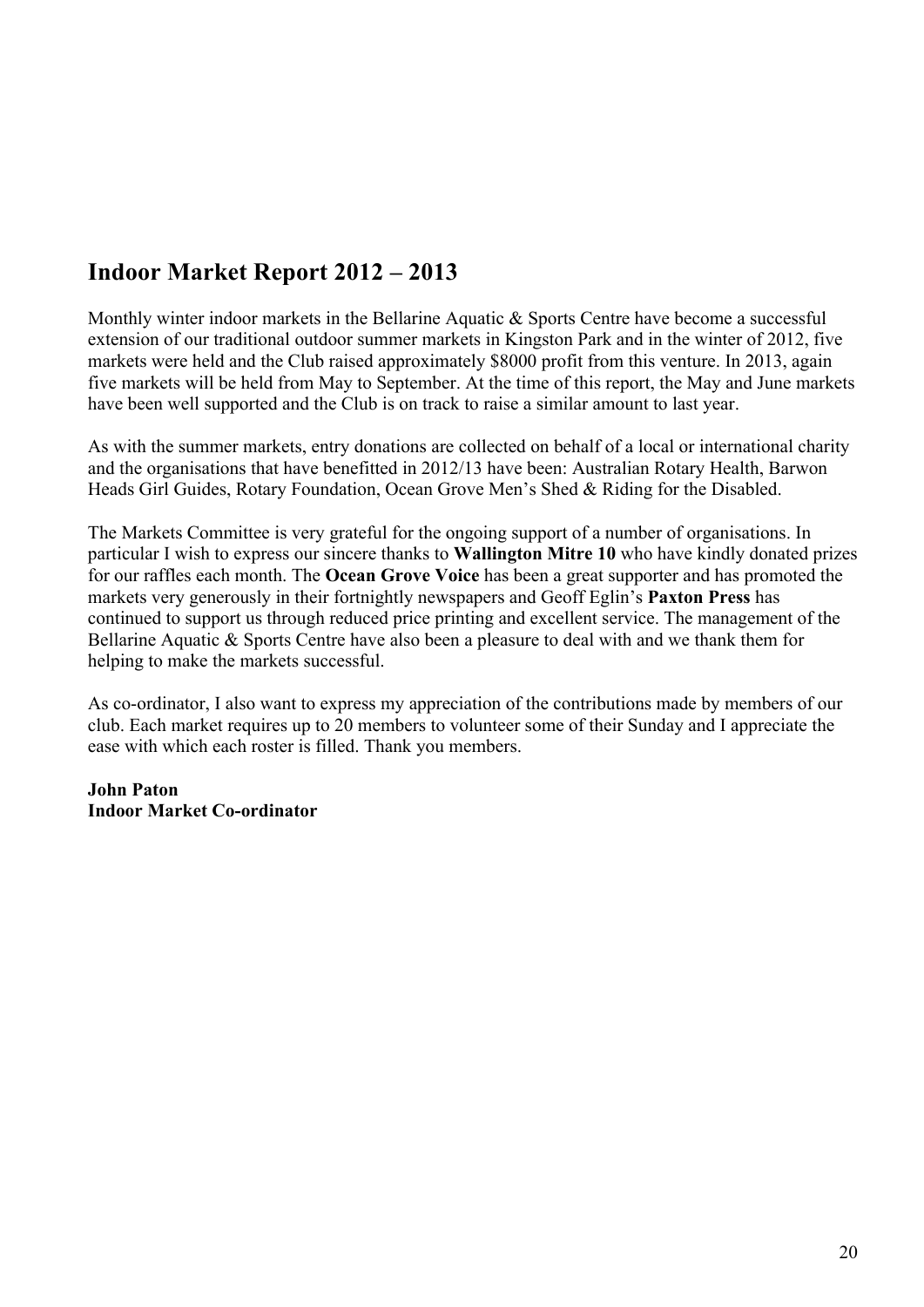## Indoor Market Report 2012 – 2013

Monthly winter indoor markets in the Bellarine Aquatic & Sports Centre have become a successful extension of our traditional outdoor summer markets in Kingston Park and in the winter of 2012, five markets were held and the Club raised approximately $8000 profit from this venture. In 2013, again five markets will be held from May to September. At the time of this report, the May and June markets have been well supported and the Club is on track to raise a similar amount to last year.

As with the summer markets, entry donations are collected on behalf of a local or international charity and the organisations that have benefitted in 2012/13 have been: Australian Rotary Health, Barwon Heads Girl Guides, Rotary Foundation, Ocean Grove Men's Shed & Riding for the Disabled.

The Markets Committee is very grateful for the ongoing support of a number of organisations. In particular I wish to express our sincere thanks to **Wallington Mitre 10** who have kindly donated prizes for our raffles each month. The **Ocean Grove Voice** has been a great supporter and has promoted the markets very generously in their fortnightly newspapers and Geoff Eglin's **Paxton Press** has continued to support us through reduced price printing and excellent service. The management of the Bellarine Aquatic & Sports Centre have also been a pleasure to deal with and we thank them for helping to make the markets successful.

As co-ordinator, I also want to express my appreciation of the contributions made by members of our club. Each market requires up to 20 members to volunteer some of their Sunday and I appreciate the ease with which each roster is filled. Thank you members.

**John Paton**
**Indoor Market Co-ordinator**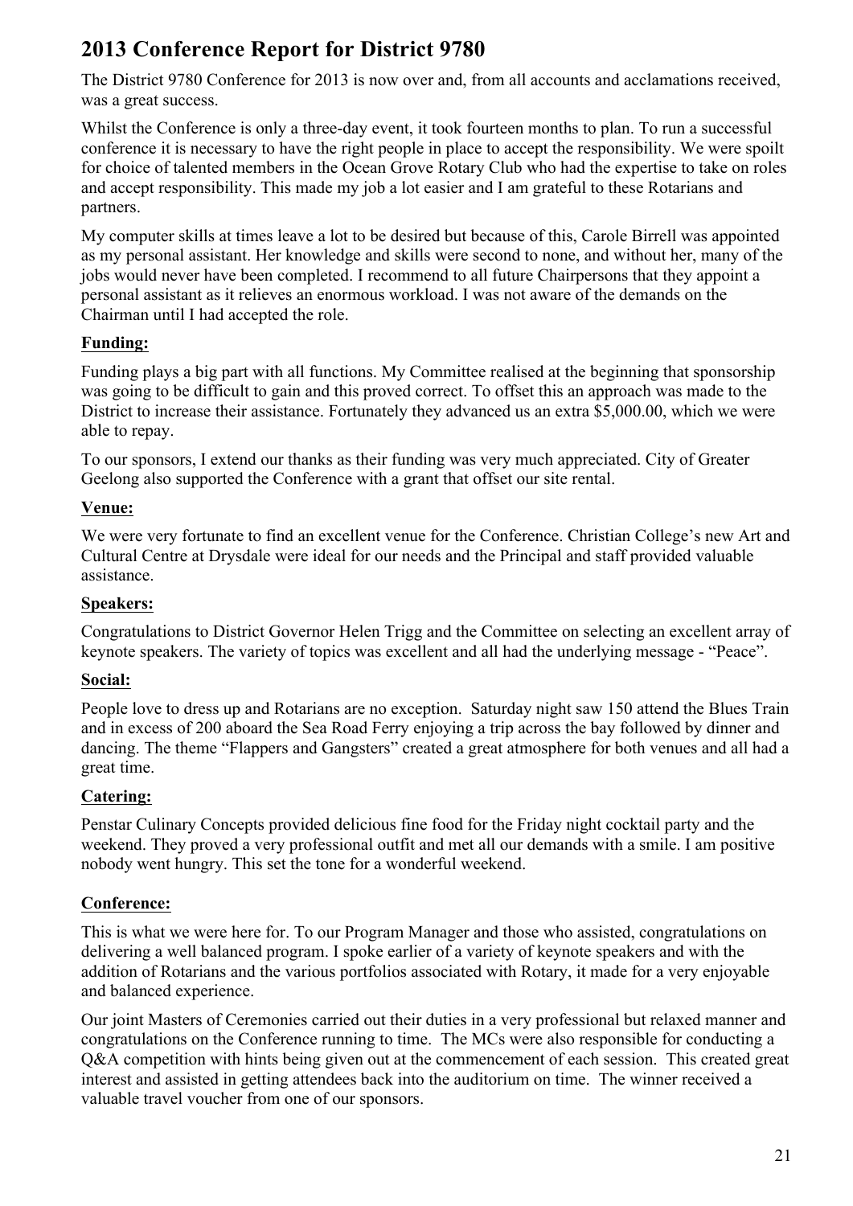# 2013 Conference Report for District 9780

The District 9780 Conference for 2013 is now over and, from all accounts and acclamations received, was a great success.

Whilst the Conference is only a three-day event, it took fourteen months to plan. To run a successful conference it is necessary to have the right people in place to accept the responsibility. We were spoilt for choice of talented members in the Ocean Grove Rotary Club who had the expertise to take on roles and accept responsibility. This made my job a lot easier and I am grateful to these Rotarians and partners.

My computer skills at times leave a lot to be desired but because of this, Carole Birrell was appointed as my personal assistant. Her knowledge and skills were second to none, and without her, many of the jobs would never have been completed. I recommend to all future Chairpersons that they appoint a personal assistant as it relieves an enormous workload. I was not aware of the demands on the Chairman until I had accepted the role.

**Funding:**

Funding plays a big part with all functions. My Committee realised at the beginning that sponsorship was going to be difficult to gain and this proved correct. To offset this an approach was made to the District to increase their assistance. Fortunately they advanced us an extra $5,000.00, which we were able to repay.

To our sponsors, I extend our thanks as their funding was very much appreciated. City of Greater Geelong also supported the Conference with a grant that offset our site rental.

**Venue:**

We were very fortunate to find an excellent venue for the Conference. Christian College's new Art and Cultural Centre at Drysdale were ideal for our needs and the Principal and staff provided valuable assistance.

**Speakers:**

Congratulations to District Governor Helen Trigg and the Committee on selecting an excellent array of keynote speakers. The variety of topics was excellent and all had the underlying message - "Peace".

**Social:**

People love to dress up and Rotarians are no exception. Saturday night saw 150 attend the Blues Train and in excess of 200 aboard the Sea Road Ferry enjoying a trip across the bay followed by dinner and dancing. The theme "Flappers and Gangsters" created a great atmosphere for both venues and all had a great time.

**Catering:**

Penstar Culinary Concepts provided delicious fine food for the Friday night cocktail party and the weekend. They proved a very professional outfit and met all our demands with a smile. I am positive nobody went hungry. This set the tone for a wonderful weekend.

**Conference:**

This is what we were here for. To our Program Manager and those who assisted, congratulations on delivering a well balanced program. I spoke earlier of a variety of keynote speakers and with the addition of Rotarians and the various portfolios associated with Rotary, it made for a very enjoyable and balanced experience.

Our joint Masters of Ceremonies carried out their duties in a very professional but relaxed manner and congratulations on the Conference running to time. The MCs were also responsible for conducting a Q&A competition with hints being given out at the commencement of each session. This created great interest and assisted in getting attendees back into the auditorium on time. The winner received a valuable travel voucher from one of our sponsors.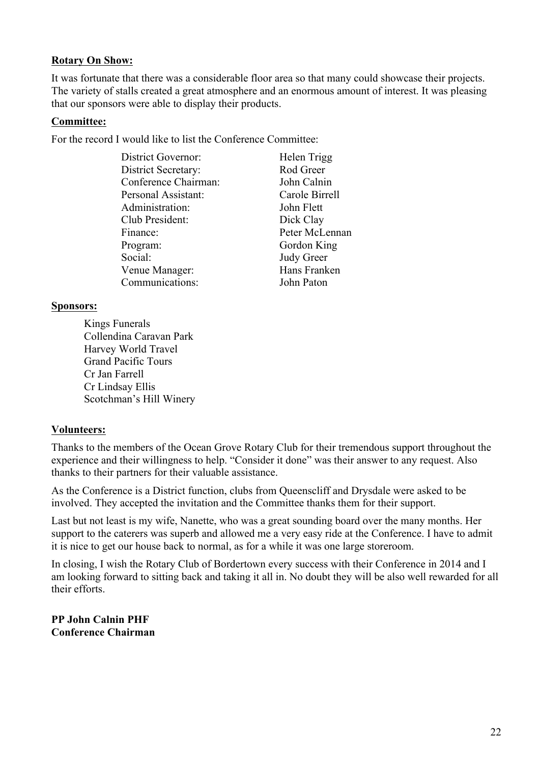**Rotary On Show:**

It was fortunate that there was a considerable floor area so that many could showcase their projects. The variety of stalls created a great atmosphere and an enormous amount of interest. It was pleasing that our sponsors were able to display their products.

**Committee:**

For the record I would like to list the Conference Committee:

| | |
|---|---|
| District Governor: | Helen Trigg |
| District Secretary: | Rod Greer |
| Conference Chairman: | John Calnin |
| Personal Assistant: | Carole Birrell |
| Administration: | John Flett |
| Club President: | Dick Clay |
| Finance: | Peter McLennan |
| Program: | Gordon King |
| Social: | Judy Greer |
| Venue Manager: | Hans Franken |
| Communications: | John Paton |

**Sponsors:**

Kings Funerals
Collendina Caravan Park
Harvey World Travel
Grand Pacific Tours
Cr Jan Farrell
Cr Lindsay Ellis
Scotchman's Hill Winery

**Volunteers:**

Thanks to the members of the Ocean Grove Rotary Club for their tremendous support throughout the experience and their willingness to help. "Consider it done" was their answer to any request. Also thanks to their partners for their valuable assistance.

As the Conference is a District function, clubs from Queenscliff and Drysdale were asked to be involved. They accepted the invitation and the Committee thanks them for their support.

Last but not least is my wife, Nanette, who was a great sounding board over the many months. Her support to the caterers was superb and allowed me a very easy ride at the Conference. I have to admit it is nice to get our house back to normal, as for a while it was one large storeroom.

In closing, I wish the Rotary Club of Bordertown every success with their Conference in 2014 and I am looking forward to sitting back and taking it all in. No doubt they will be also well rewarded for all their efforts.

**PP John Calnin PHF**
**Conference Chairman**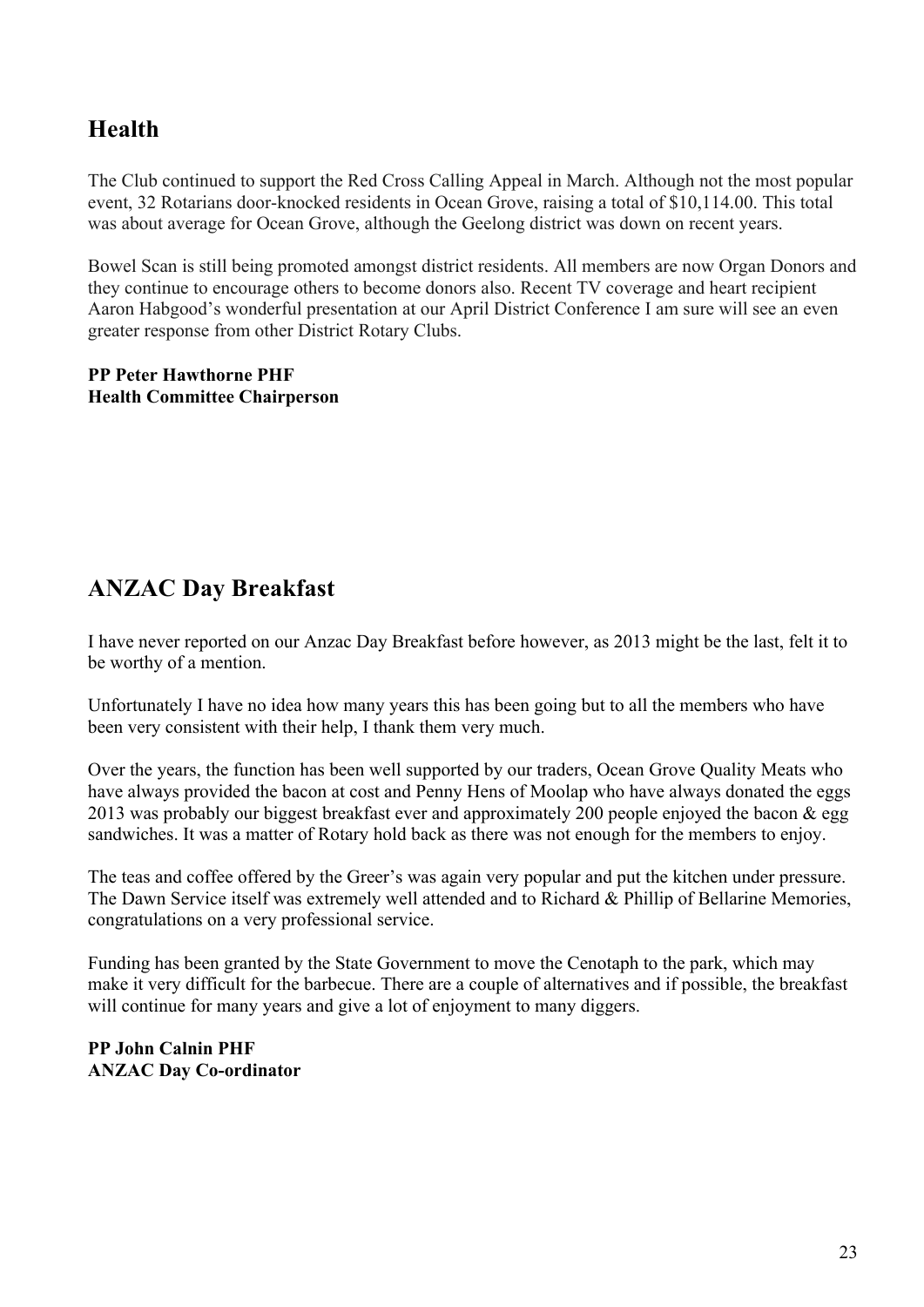## Health

The Club continued to support the Red Cross Calling Appeal in March. Although not the most popular event, 32 Rotarians door-knocked residents in Ocean Grove, raising a total of $10,114.00. This total was about average for Ocean Grove, although the Geelong district was down on recent years.

Bowel Scan is still being promoted amongst district residents. All members are now Organ Donors and they continue to encourage others to become donors also. Recent TV coverage and heart recipient Aaron Habgood's wonderful presentation at our April District Conference I am sure will see an even greater response from other District Rotary Clubs.

**PP Peter Hawthorne PHF**
**Health Committee Chairperson**

## ANZAC Day Breakfast

I have never reported on our Anzac Day Breakfast before however, as 2013 might be the last, felt it to be worthy of a mention.

Unfortunately I have no idea how many years this has been going but to all the members who have been very consistent with their help, I thank them very much.

Over the years, the function has been well supported by our traders, Ocean Grove Quality Meats who have always provided the bacon at cost and Penny Hens of Moolap who have always donated the eggs 2013 was probably our biggest breakfast ever and approximately 200 people enjoyed the bacon & egg sandwiches. It was a matter of Rotary hold back as there was not enough for the members to enjoy.

The teas and coffee offered by the Greer's was again very popular and put the kitchen under pressure. The Dawn Service itself was extremely well attended and to Richard & Phillip of Bellarine Memories, congratulations on a very professional service.

Funding has been granted by the State Government to move the Cenotaph to the park, which may make it very difficult for the barbecue. There are a couple of alternatives and if possible, the breakfast will continue for many years and give a lot of enjoyment to many diggers.

**PP John Calnin PHF**
**ANZAC Day Co-ordinator**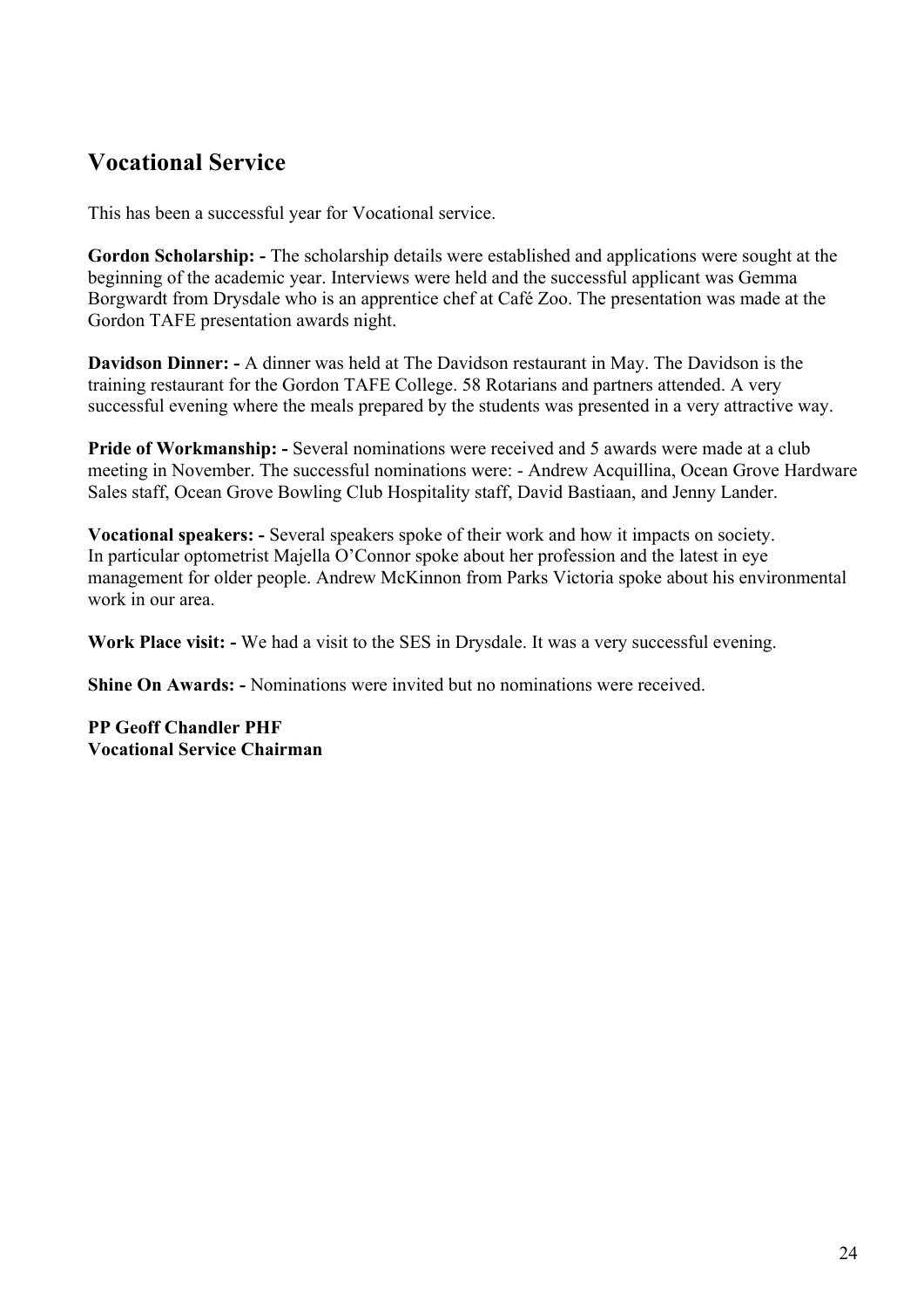## Vocational Service

This has been a successful year for Vocational service.

**Gordon Scholarship: -** The scholarship details were established and applications were sought at the beginning of the academic year. Interviews were held and the successful applicant was Gemma Borgwardt from Drysdale who is an apprentice chef at Café Zoo. The presentation was made at the Gordon TAFE presentation awards night.

**Davidson Dinner: -** A dinner was held at The Davidson restaurant in May. The Davidson is the training restaurant for the Gordon TAFE College. 58 Rotarians and partners attended. A very successful evening where the meals prepared by the students was presented in a very attractive way.

**Pride of Workmanship: -** Several nominations were received and 5 awards were made at a club meeting in November. The successful nominations were: - Andrew Acquillina, Ocean Grove Hardware Sales staff, Ocean Grove Bowling Club Hospitality staff, David Bastiaan, and Jenny Lander.

**Vocational speakers: -** Several speakers spoke of their work and how it impacts on society. In particular optometrist Majella O'Connor spoke about her profession and the latest in eye management for older people. Andrew McKinnon from Parks Victoria spoke about his environmental work in our area.

**Work Place visit: -** We had a visit to the SES in Drysdale. It was a very successful evening.

**Shine On Awards: -** Nominations were invited but no nominations were received.

**PP Geoff Chandler PHF**
**Vocational Service Chairman**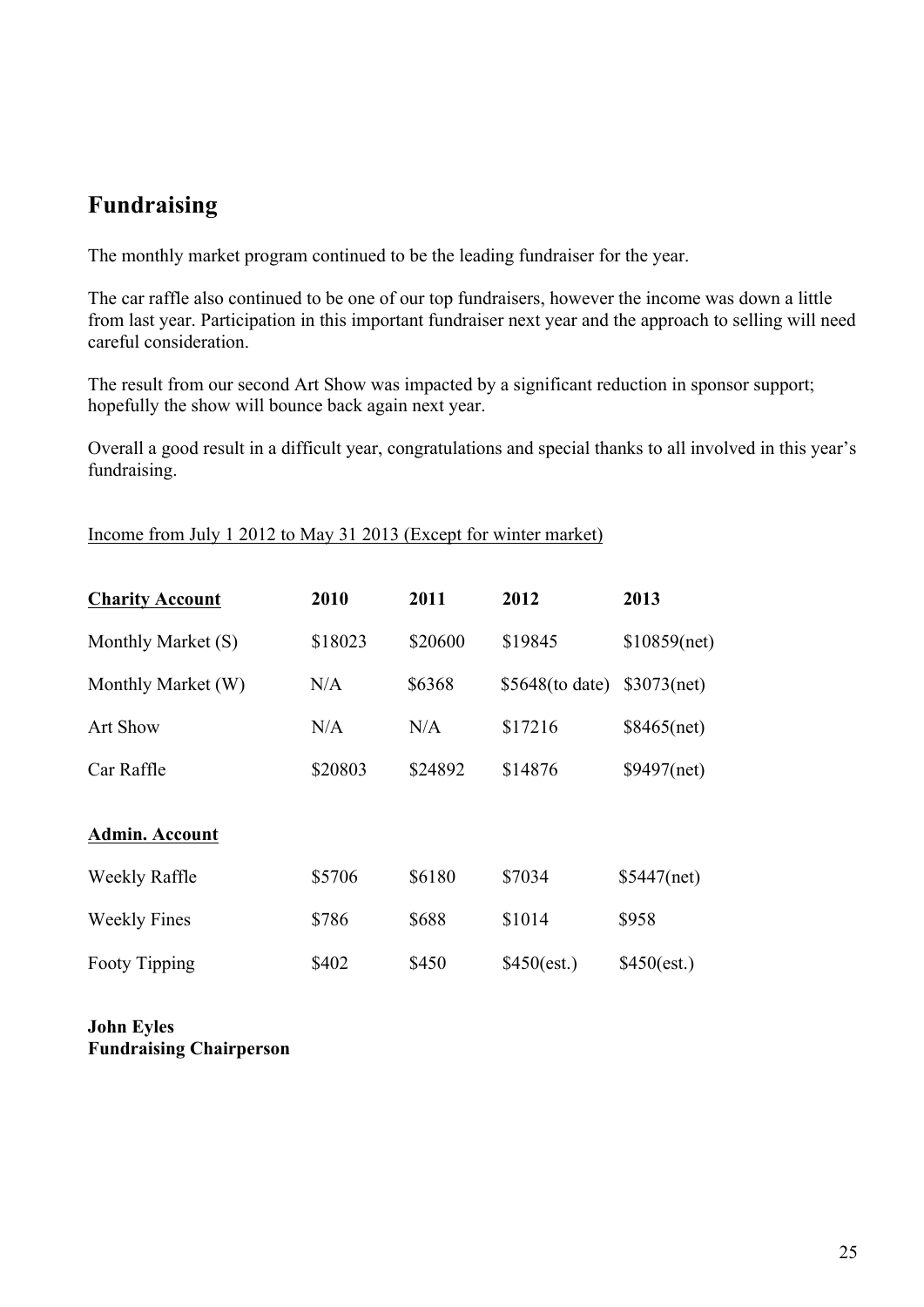## Fundraising

The monthly market program continued to be the leading fundraiser for the year.

The car raffle also continued to be one of our top fundraisers, however the income was down a little from last year. Participation in this important fundraiser next year and the approach to selling will need careful consideration.

The result from our second Art Show was impacted by a significant reduction in sponsor support; hopefully the show will bounce back again next year.

Overall a good result in a difficult year, congratulations and special thanks to all involved in this year's fundraising.

Income from July 1 2012 to May 31 2013 (Except for winter market)

| **Charity Account** | **2010** | **2011** | **2012** | **2013** |
|---|---|---|---|---|
| Monthly Market (S) | $18023 | $20600 | $19845 | $10859(net) |
| Monthly Market (W) | N/A | $6368 | $5648(to date) | $3073(net) |
| Art Show | N/A | N/A | $17216 | $8465(net) |
| Car Raffle | $20803 | $24892 | $14876 | $9497(net) |
| **Admin. Account** | | | | |
| Weekly Raffle | $5706 | $6180 | $7034 | $5447(net) |
| Weekly Fines | $786 | $688 | $1014 | $958 |
| Footy Tipping | $402 | $450 | $450(est.) | $450(est.) |

**John Eyles**
**Fundraising Chairperson**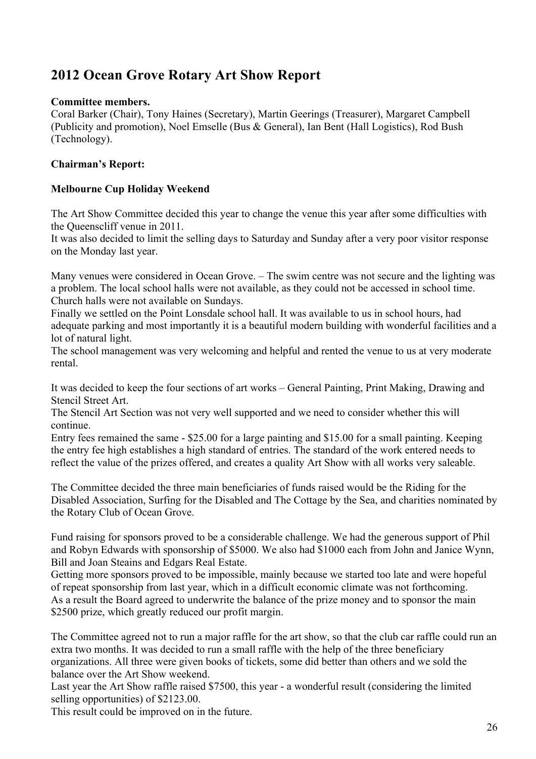## 2012 Ocean Grove Rotary Art Show Report

**Committee members.**

Coral Barker (Chair), Tony Haines (Secretary), Martin Geerings (Treasurer), Margaret Campbell (Publicity and promotion), Noel Emselle (Bus & General), Ian Bent (Hall Logistics), Rod Bush (Technology).

**Chairman's Report:**

**Melbourne Cup Holiday Weekend**

The Art Show Committee decided this year to change the venue this year after some difficulties with the Queenscliff venue in 2011.
It was also decided to limit the selling days to Saturday and Sunday after a very poor visitor response on the Monday last year.

Many venues were considered in Ocean Grove. – The swim centre was not secure and the lighting was a problem. The local school halls were not available, as they could not be accessed in school time. Church halls were not available on Sundays.
Finally we settled on the Point Lonsdale school hall. It was available to us in school hours, had adequate parking and most importantly it is a beautiful modern building with wonderful facilities and a lot of natural light.
The school management was very welcoming and helpful and rented the venue to us at very moderate rental.

It was decided to keep the four sections of art works – General Painting, Print Making, Drawing and Stencil Street Art.
The Stencil Art Section was not very well supported and we need to consider whether this will continue.
Entry fees remained the same - $25.00 for a large painting and $15.00 for a small painting. Keeping the entry fee high establishes a high standard of entries. The standard of the work entered needs to reflect the value of the prizes offered, and creates a quality Art Show with all works very saleable.

The Committee decided the three main beneficiaries of funds raised would be the Riding for the Disabled Association, Surfing for the Disabled and The Cottage by the Sea, and charities nominated by the Rotary Club of Ocean Grove.

Fund raising for sponsors proved to be a considerable challenge. We had the generous support of Phil and Robyn Edwards with sponsorship of $5000. We also had $1000 each from John and Janice Wynn, Bill and Joan Steains and Edgars Real Estate.
Getting more sponsors proved to be impossible, mainly because we started too late and were hopeful of repeat sponsorship from last year, which in a difficult economic climate was not forthcoming.
As a result the Board agreed to underwrite the balance of the prize money and to sponsor the main $2500 prize, which greatly reduced our profit margin.

The Committee agreed not to run a major raffle for the art show, so that the club car raffle could run an extra two months. It was decided to run a small raffle with the help of the three beneficiary organizations. All three were given books of tickets, some did better than others and we sold the balance over the Art Show weekend.
Last year the Art Show raffle raised $7500, this year - a wonderful result (considering the limited selling opportunities) of $2123.00.
This result could be improved on in the future.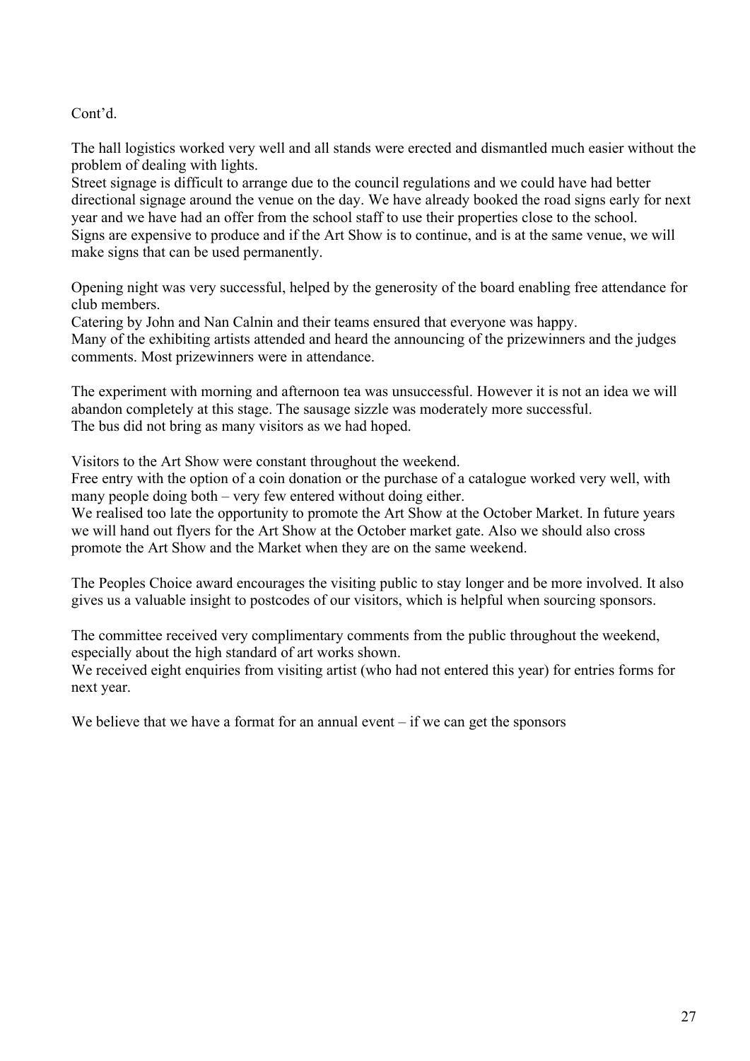Cont'd.

The hall logistics worked very well and all stands were erected and dismantled much easier without the problem of dealing with lights.
Street signage is difficult to arrange due to the council regulations and we could have had better directional signage around the venue on the day. We have already booked the road signs early for next year and we have had an offer from the school staff to use their properties close to the school.
Signs are expensive to produce and if the Art Show is to continue, and is at the same venue, we will make signs that can be used permanently.

Opening night was very successful, helped by the generosity of the board enabling free attendance for club members.
Catering by John and Nan Calnin and their teams ensured that everyone was happy.
Many of the exhibiting artists attended and heard the announcing of the prizewinners and the judges comments. Most prizewinners were in attendance.

The experiment with morning and afternoon tea was unsuccessful. However it is not an idea we will abandon completely at this stage. The sausage sizzle was moderately more successful.
The bus did not bring as many visitors as we had hoped.

Visitors to the Art Show were constant throughout the weekend.
Free entry with the option of a coin donation or the purchase of a catalogue worked very well, with many people doing both – very few entered without doing either.
We realised too late the opportunity to promote the Art Show at the October Market. In future years we will hand out flyers for the Art Show at the October market gate. Also we should also cross promote the Art Show and the Market when they are on the same weekend.

The Peoples Choice award encourages the visiting public to stay longer and be more involved. It also gives us a valuable insight to postcodes of our visitors, which is helpful when sourcing sponsors.

The committee received very complimentary comments from the public throughout the weekend, especially about the high standard of art works shown.
We received eight enquiries from visiting artist (who had not entered this year) for entries forms for next year.

We believe that we have a format for an annual event – if we can get the sponsors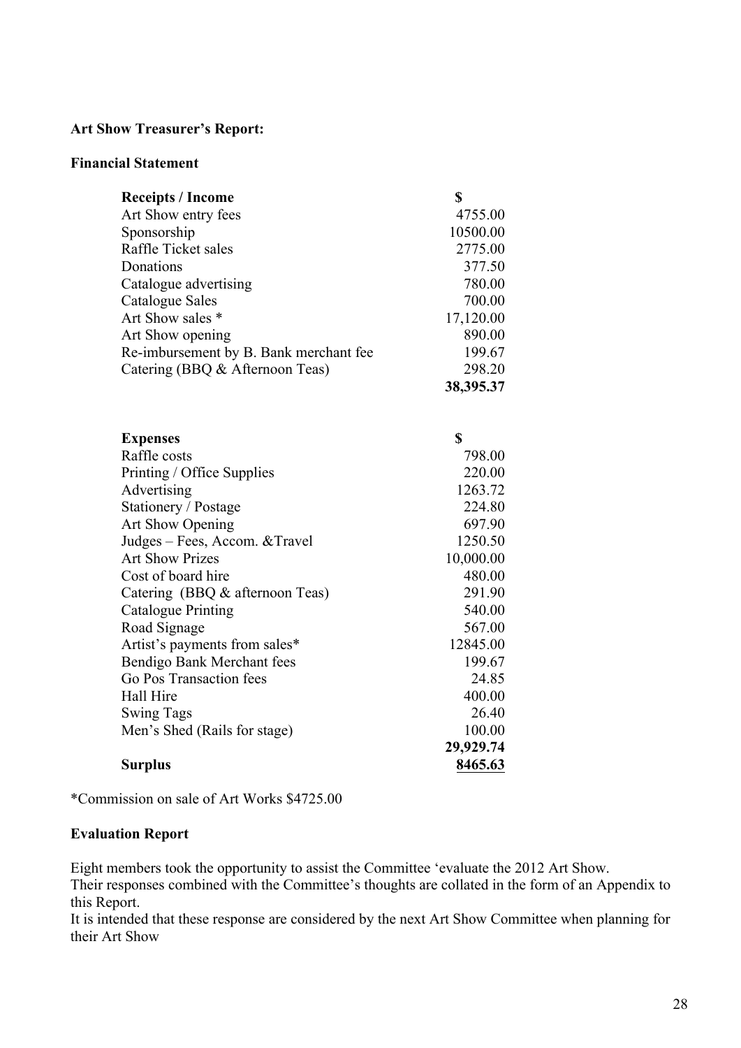**Art Show Treasurer's Report:**

**Financial Statement**

| **Receipts / Income** | **$** |
|---|---|
| Art Show entry fees | 4755.00 |
| Sponsorship | 10500.00 |
| Raffle Ticket sales | 2775.00 |
| Donations | 377.50 |
| Catalogue advertising | 780.00 |
| Catalogue Sales | 700.00 |
| Art Show sales * | 17,120.00 |
| Art Show opening | 890.00 |
| Re-imbursement by B. Bank merchant fee | 199.67 |
| Catering (BBQ & Afternoon Teas) | 298.20 |
| | **38,395.37** |

| **Expenses** | **$** |
|---|---|
| Raffle costs | 798.00 |
| Printing / Office Supplies | 220.00 |
| Advertising | 1263.72 |
| Stationery / Postage | 224.80 |
| Art Show Opening | 697.90 |
| Judges – Fees, Accom. &Travel | 1250.50 |
| Art Show Prizes | 10,000.00 |
| Cost of board hire | 480.00 |
| Catering (BBQ & afternoon Teas) | 291.90 |
| Catalogue Printing | 540.00 |
| Road Signage | 567.00 |
| Artist's payments from sales* | 12845.00 |
| Bendigo Bank Merchant fees | 199.67 |
| Go Pos Transaction fees | 24.85 |
| Hall Hire | 400.00 |
| Swing Tags | 26.40 |
| Men's Shed (Rails for stage) | 100.00 |
| | **29,929.74** |
| **Surplus** | **8465.63** |

*Commission on sale of Art Works $4725.00

**Evaluation Report**

Eight members took the opportunity to assist the Committee 'evaluate the 2012 Art Show.
Their responses combined with the Committee's thoughts are collated in the form of an Appendix to this Report.
It is intended that these response are considered by the next Art Show Committee when planning for their Art Show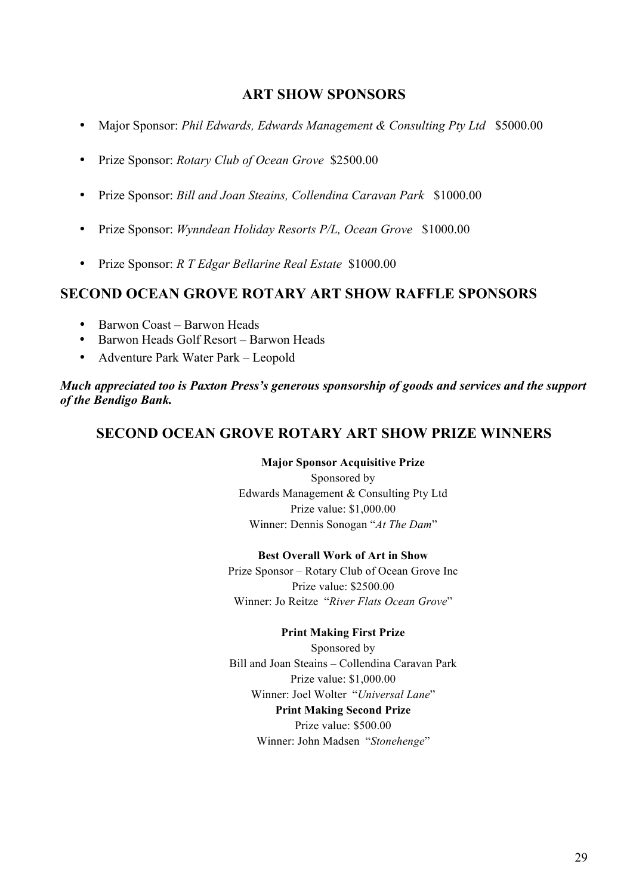## ART SHOW SPONSORS

- Major Sponsor: *Phil Edwards, Edwards Management & Consulting Pty Ltd* $5000.00
- Prize Sponsor: *Rotary Club of Ocean Grove* $2500.00
- Prize Sponsor: *Bill and Joan Steains, Collendina Caravan Park* $1000.00
- Prize Sponsor: *Wynndean Holiday Resorts P/L, Ocean Grove* $1000.00
- Prize Sponsor: *R T Edgar Bellarine Real Estate* $1000.00

## SECOND OCEAN GROVE ROTARY ART SHOW RAFFLE SPONSORS

- Barwon Coast – Barwon Heads
- Barwon Heads Golf Resort – Barwon Heads
- Adventure Park Water Park – Leopold

***Much appreciated too is Paxton Press's generous sponsorship of goods and services and the support of the Bendigo Bank.***

## SECOND OCEAN GROVE ROTARY ART SHOW PRIZE WINNERS

**Major Sponsor Acquisitive Prize**
Sponsored by
Edwards Management & Consulting Pty Ltd
Prize value: $1,000.00
Winner: Dennis Sonogan "*At The Dam*"

**Best Overall Work of Art in Show**
Prize Sponsor – Rotary Club of Ocean Grove Inc
Prize value: $2500.00
Winner: Jo Reitze "*River Flats Ocean Grove*"

**Print Making First Prize**
Sponsored by
Bill and Joan Steains – Collendina Caravan Park
Prize value: $1,000.00
Winner: Joel Wolter "*Universal Lane*"

**Print Making Second Prize**
Prize value: $500.00
Winner: John Madsen "*Stonehenge*"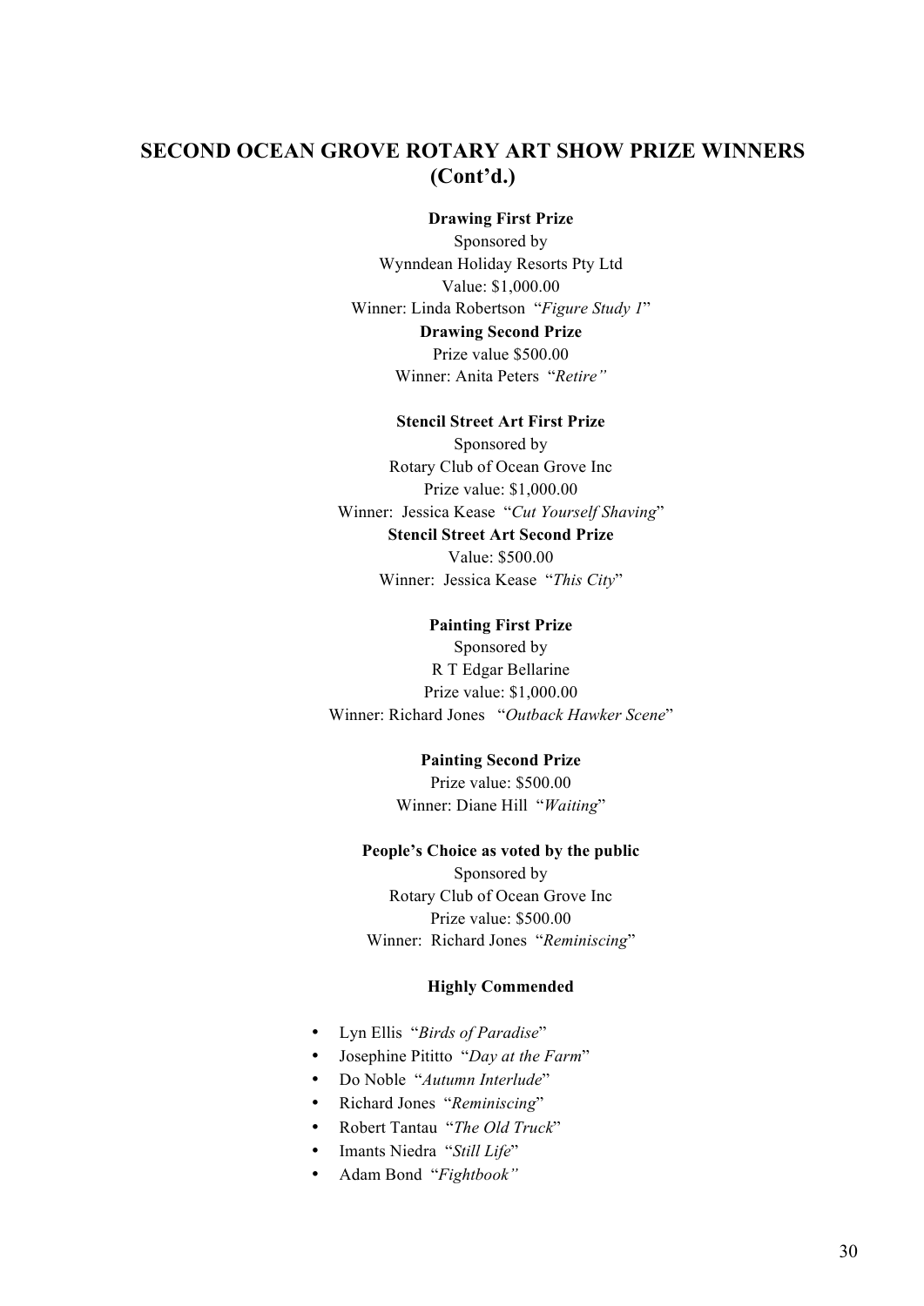## SECOND OCEAN GROVE ROTARY ART SHOW PRIZE WINNERS (Cont'd.)

**Drawing First Prize**
Sponsored by
Wynndean Holiday Resorts Pty Ltd
Value: $1,000.00
Winner: Linda Robertson "*Figure Study 1*"

**Drawing Second Prize**
Prize value $500.00
Winner: Anita Peters "*Retire"*

**Stencil Street Art First Prize**
Sponsored by
Rotary Club of Ocean Grove Inc
Prize value: $1,000.00
Winner: Jessica Kease "*Cut Yourself Shaving*"

**Stencil Street Art Second Prize**
Value: $500.00
Winner: Jessica Kease "*This City*"

**Painting First Prize**
Sponsored by
R T Edgar Bellarine
Prize value: $1,000.00
Winner: Richard Jones "*Outback Hawker Scene*"

**Painting Second Prize**
Prize value: $500.00
Winner: Diane Hill "*Waiting*"

**People's Choice as voted by the public**
Sponsored by
Rotary Club of Ocean Grove Inc
Prize value: $500.00
Winner: Richard Jones "*Reminiscing*"

**Highly Commended**

- Lyn Ellis "*Birds of Paradise*"
- Josephine Pititto "*Day at the Farm*"
- Do Noble "*Autumn Interlude*"
- Richard Jones "*Reminiscing*"
- Robert Tantau "*The Old Truck*"
- Imants Niedra "*Still Life*"
- Adam Bond "*Fightbook"*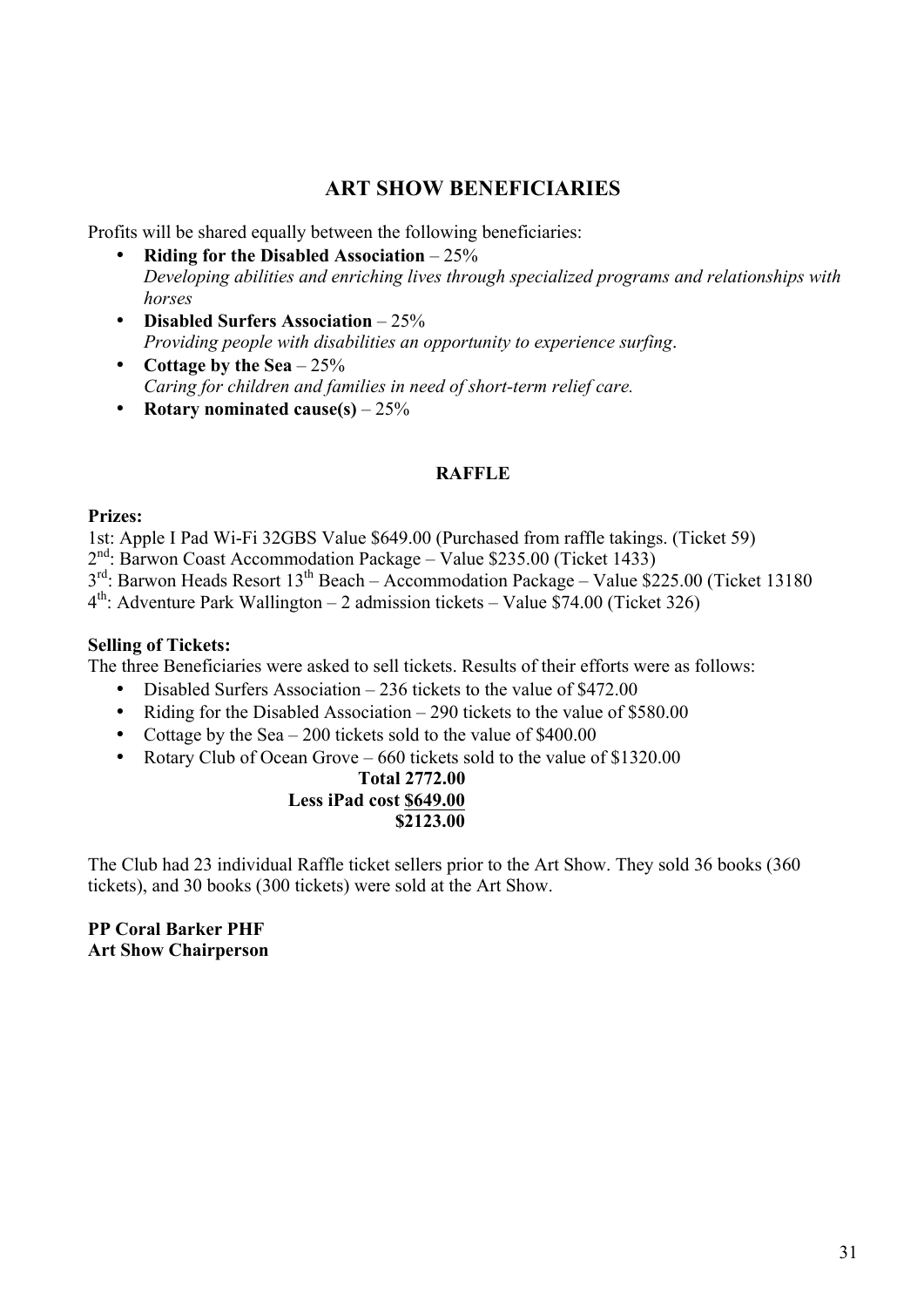## ART SHOW BENEFICIARIES

Profits will be shared equally between the following beneficiaries:

- **Riding for the Disabled Association** – 25%
  *Developing abilities and enriching lives through specialized programs and relationships with horses*
- **Disabled Surfers Association** – 25%
  *Providing people with disabilities an opportunity to experience surfing*.
- **Cottage by the Sea** – 25%
  *Caring for children and families in need of short-term relief care.*
- **Rotary nominated cause(s)** – 25%

### RAFFLE

**Prizes:**

1st: Apple I Pad Wi-Fi 32GBS Value $649.00 (Purchased from raffle takings. (Ticket 59)
2nd: Barwon Coast Accommodation Package – Value $235.00 (Ticket 1433)
3rd: Barwon Heads Resort 13th Beach – Accommodation Package – Value $225.00 (Ticket 13180
4th: Adventure Park Wallington – 2 admission tickets – Value $74.00 (Ticket 326)

**Selling of Tickets:**

The three Beneficiaries were asked to sell tickets. Results of their efforts were as follows:

- Disabled Surfers Association – 236 tickets to the value of $472.00
- Riding for the Disabled Association – 290 tickets to the value of $580.00
- Cottage by the Sea – 200 tickets sold to the value of $400.00
- Rotary Club of Ocean Grove – 660 tickets sold to the value of $1320.00

**Total 2772.00**
**Less iPad cost $649.00**
**$2123.00**

The Club had 23 individual Raffle ticket sellers prior to the Art Show. They sold 36 books (360 tickets), and 30 books (300 tickets) were sold at the Art Show.

**PP Coral Barker PHF**
**Art Show Chairperson**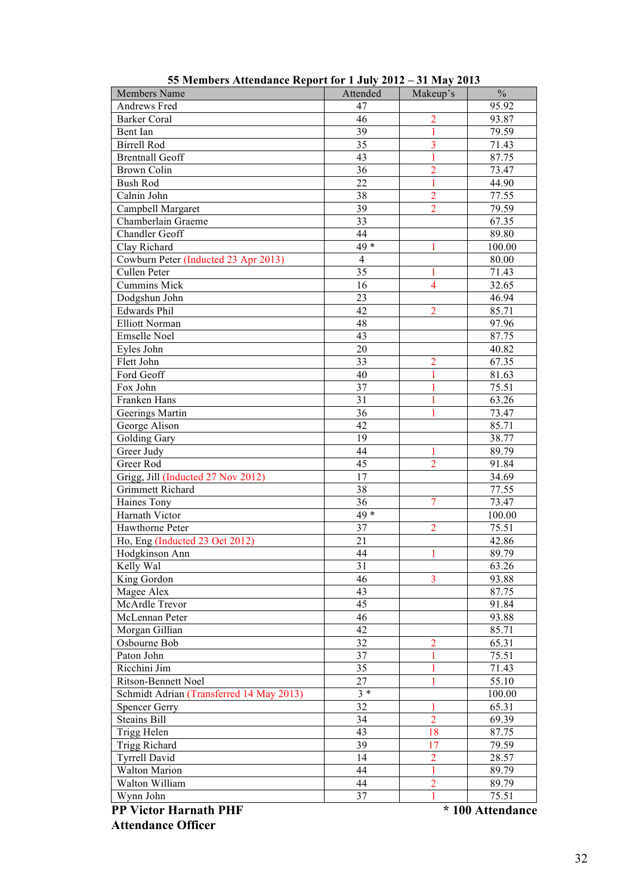**55 Members Attendance Report for 1 July 2012 – 31 May 2013**

| Members Name | Attended | Makeup's | % |
|---|---|---|---|
| Andrews Fred | 47 | | 95.92 |
| Barker Coral | 46 | 2 | 93.87 |
| Bent Ian | 39 | 1 | 79.59 |
| Birrell Rod | 35 | 3 | 71.43 |
| Brentnall Geoff | 43 | 1 | 87.75 |
| Brown Colin | 36 | 2 | 73.47 |
| Bush Rod | 22 | 1 | 44.90 |
| Calnin John | 38 | 2 | 77.55 |
| Campbell Margaret | 39 | 2 | 79.59 |
| Chamberlain Graeme | 33 | | 67.35 |
| Chandler Geoff | 44 | | 89.80 |
| Clay Richard | 49 * | 1 | 100.00 |
| Cowburn Peter (Inducted 23 Apr 2013) | 4 | | 80.00 |
| Cullen Peter | 35 | 1 | 71.43 |
| Cummins Mick | 16 | 4 | 32.65 |
| Dodgshun John | 23 | | 46.94 |
| Edwards Phil | 42 | 2 | 85.71 |
| Elliott Norman | 48 | | 97.96 |
| Emselle Noel | 43 | | 87.75 |
| Eyles John | 20 | | 40.82 |
| Flett John | 33 | 2 | 67.35 |
| Ford Geoff | 40 | 1 | 81.63 |
| Fox John | 37 | 1 | 75.51 |
| Franken Hans | 31 | 1 | 63.26 |
| Geerings Martin | 36 | 1 | 73.47 |
| George Alison | 42 | | 85.71 |
| Golding Gary | 19 | | 38.77 |
| Greer Judy | 44 | 1 | 89.79 |
| Greer Rod | 45 | 2 | 91.84 |
| Grigg, Jill (Inducted 27 Nov 2012) | 17 | | 34.69 |
| Grimmett Richard | 38 | | 77.55 |
| Haines Tony | 36 | 7 | 73.47 |
| Harnath Victor | 49 * | | 100.00 |
| Hawthorne Peter | 37 | 2 | 75.51 |
| Ho, Eng (Inducted 23 Oct 2012) | 21 | | 42.86 |
| Hodgkinson Ann | 44 | 1 | 89.79 |
| Kelly Wal | 31 | | 63.26 |
| King Gordon | 46 | 3 | 93.88 |
| Magee Alex | 43 | | 87.75 |
| McArdle Trevor | 45 | | 91.84 |
| McLennan Peter | 46 | | 93.88 |
| Morgan Gillian | 42 | | 85.71 |
| Osbourne Bob | 32 | 2 | 65.31 |
| Paton John | 37 | 1 | 75.51 |
| Ricchini Jim | 35 | 1 | 71.43 |
| Ritson-Bennett Noel | 27 | 1 | 55.10 |
| Schmidt Adrian (Transferred 14 May 2013) | 3 * | | 100.00 |
| Spencer Gerry | 32 | 1 | 65.31 |
| Steains Bill | 34 | 2 | 69.39 |
| Trigg Helen | 43 | 18 | 87.75 |
| Trigg Richard | 39 | 17 | 79.59 |
| Tyrrell David | 14 | 2 | 28.57 |
| Walton Marion | 44 | 1 | 89.79 |
| Walton William | 44 | 2 | 89.79 |
| Wynn John | 37 | 1 | 75.51 |

**PP Victor Harnath PHF** **\* 100 Attendance**

**Attendance Officer**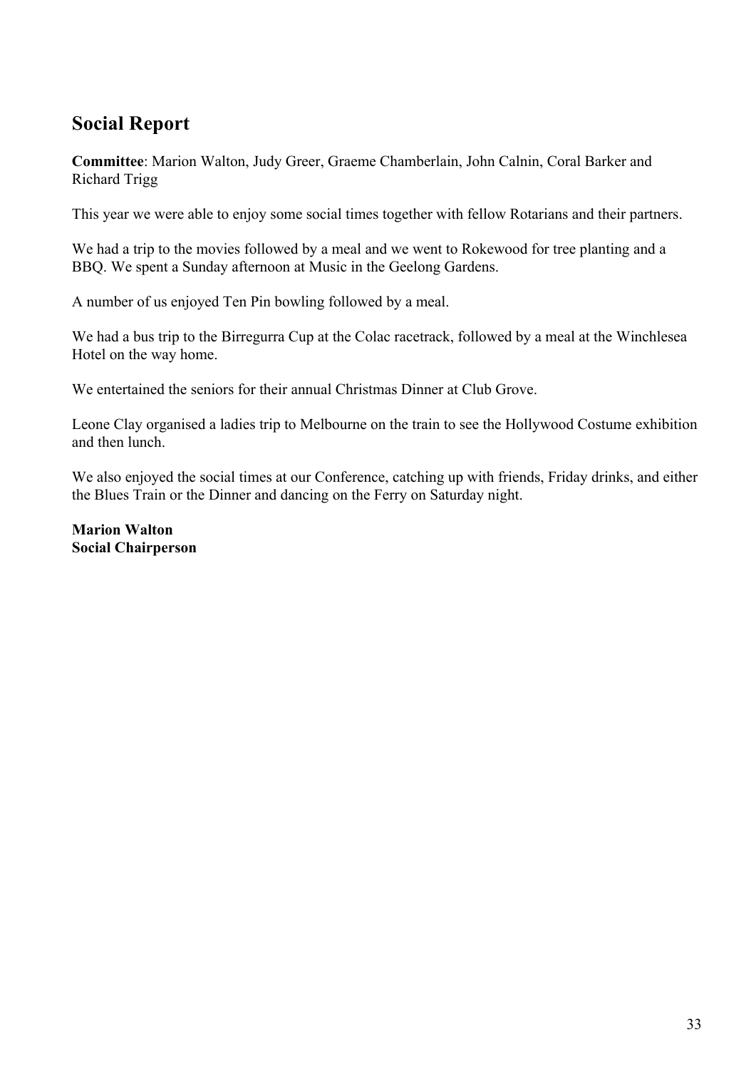## Social Report

**Committee**: Marion Walton, Judy Greer, Graeme Chamberlain, John Calnin, Coral Barker and Richard Trigg

This year we were able to enjoy some social times together with fellow Rotarians and their partners.

We had a trip to the movies followed by a meal and we went to Rokewood for tree planting and a BBQ. We spent a Sunday afternoon at Music in the Geelong Gardens.

A number of us enjoyed Ten Pin bowling followed by a meal.

We had a bus trip to the Birregurra Cup at the Colac racetrack, followed by a meal at the Winchlesea Hotel on the way home.

We entertained the seniors for their annual Christmas Dinner at Club Grove.

Leone Clay organised a ladies trip to Melbourne on the train to see the Hollywood Costume exhibition and then lunch.

We also enjoyed the social times at our Conference, catching up with friends, Friday drinks, and either the Blues Train or the Dinner and dancing on the Ferry on Saturday night.

**Marion Walton**
**Social Chairperson**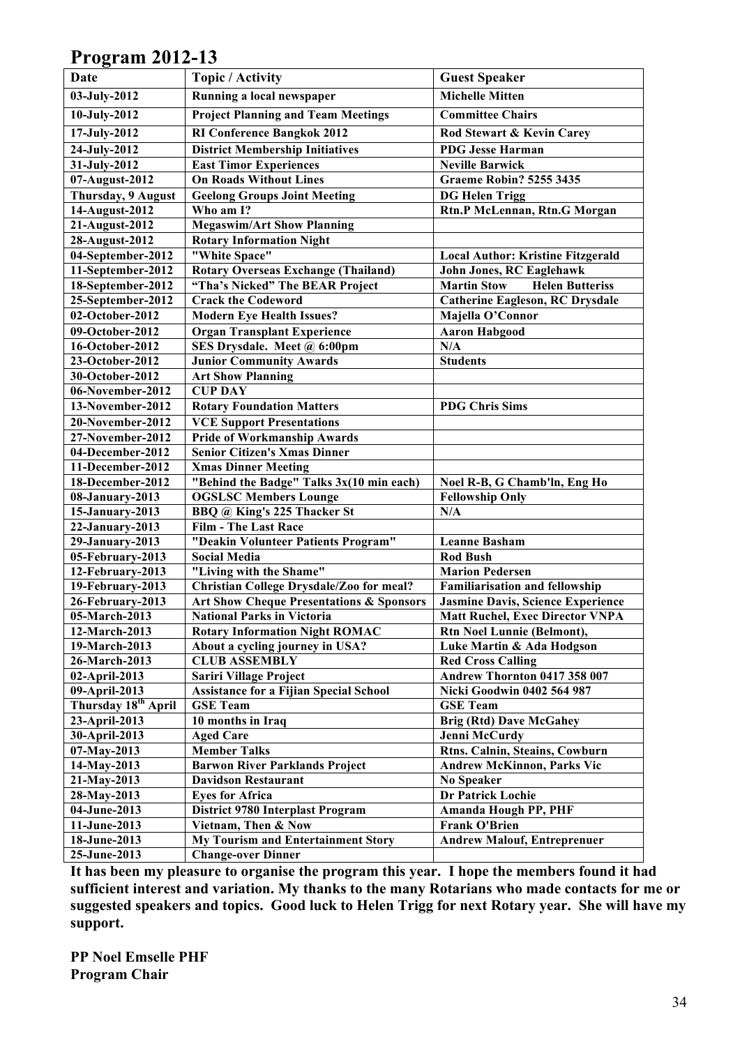## Program 2012-13

| Date | Topic / Activity | Guest Speaker |
|---|---|---|
| 03-July-2012 | Running a local newspaper | Michelle Mitten |
| 10-July-2012 | Project Planning and Team Meetings | Committee Chairs |
| 17-July-2012 | RI Conference Bangkok 2012 | Rod Stewart & Kevin Carey |
| 24-July-2012 | District Membership Initiatives | PDG Jesse Harman |
| 31-July-2012 | East Timor Experiences | Neville Barwick |
| 07-August-2012 | On Roads Without Lines | Graeme Robin? 5255 3435 |
| Thursday, 9 August | Geelong Groups Joint Meeting | DG Helen Trigg |
| 14-August-2012 | Who am I? | Rtn.P McLennan, Rtn.G Morgan |
| 21-August-2012 | Megaswim/Art Show Planning | |
| 28-August-2012 | Rotary Information Night | |
| 04-September-2012 | "White Space" | Local Author: Kristine Fitzgerald |
| 11-September-2012 | Rotary Overseas Exchange (Thailand) | John Jones, RC Eaglehawk |
| 18-September-2012 | "Tha's Nicked" The BEAR Project | Martin Stow Helen Butteriss |
| 25-September-2012 | Crack the Codeword | Catherine Eagleson, RC Drysdale |
| 02-October-2012 | Modern Eye Health Issues? | Majella O'Connor |
| 09-October-2012 | Organ Transplant Experience | Aaron Habgood |
| 16-October-2012 | SES Drysdale. Meet @ 6:00pm | N/A |
| 23-October-2012 | Junior Community Awards | Students |
| 30-October-2012 | Art Show Planning | |
| 06-November-2012 | CUP DAY | |
| 13-November-2012 | Rotary Foundation Matters | PDG Chris Sims |
| 20-November-2012 | VCE Support Presentations | |
| 27-November-2012 | Pride of Workmanship Awards | |
| 04-December-2012 | Senior Citizen's Xmas Dinner | |
| 11-December-2012 | Xmas Dinner Meeting | |
| 18-December-2012 | "Behind the Badge" Talks 3x(10 min each) | Noel R-B, G Chamb'ln, Eng Ho |
| 08-January-2013 | OGSLSC Members Lounge | Fellowship Only |
| 15-January-2013 | BBQ @ King's 225 Thacker St | N/A |
| 22-January-2013 | Film - The Last Race | |
| 29-January-2013 | "Deakin Volunteer Patients Program" | Leanne Basham |
| 05-February-2013 | Social Media | Rod Bush |
| 12-February-2013 | "Living with the Shame" | Marion Pedersen |
| 19-February-2013 | Christian College Drysdale/Zoo for meal? | Familiarisation and fellowship |
| 26-February-2013 | Art Show Cheque Presentations & Sponsors | Jasmine Davis, Science Experience |
| 05-March-2013 | National Parks in Victoria | Matt Ruchel, Exec Director VNPA |
| 12-March-2013 | Rotary Information Night ROMAC | Rtn Noel Lunnie (Belmont), |
| 19-March-2013 | About a cycling journey in USA? | Luke Martin & Ada Hodgson |
| 26-March-2013 | CLUB ASSEMBLY | Red Cross Calling |
| 02-April-2013 | Sariri Village Project | Andrew Thornton 0417 358 007 |
| 09-April-2013 | Assistance for a Fijian Special School | Nicki Goodwin 0402 564 987 |
| Thursday 18th April | GSE Team | GSE Team |
| 23-April-2013 | 10 months in Iraq | Brig (Rtd) Dave McGahey |
| 30-April-2013 | Aged Care | Jenni McCurdy |
| 07-May-2013 | Member Talks | Rtns. Calnin, Steains, Cowburn |
| 14-May-2013 | Barwon River Parklands Project | Andrew McKinnon, Parks Vic |
| 21-May-2013 | Davidson Restaurant | No Speaker |
| 28-May-2013 | Eyes for Africa | Dr Patrick Lochie |
| 04-June-2013 | District 9780 Interplast Program | Amanda Hough PP, PHF |
| 11-June-2013 | Vietnam, Then & Now | Frank O'Brien |
| 18-June-2013 | My Tourism and Entertainment Story | Andrew Malouf, Entreprenuer |
| 25-June-2013 | Change-over Dinner | |

**It has been my pleasure to organise the program this year. I hope the members found it had sufficient interest and variation. My thanks to the many Rotarians who made contacts for me or suggested speakers and topics. Good luck to Helen Trigg for next Rotary year. She will have my support.**

**PP Noel Emselle PHF**
**Program Chair**